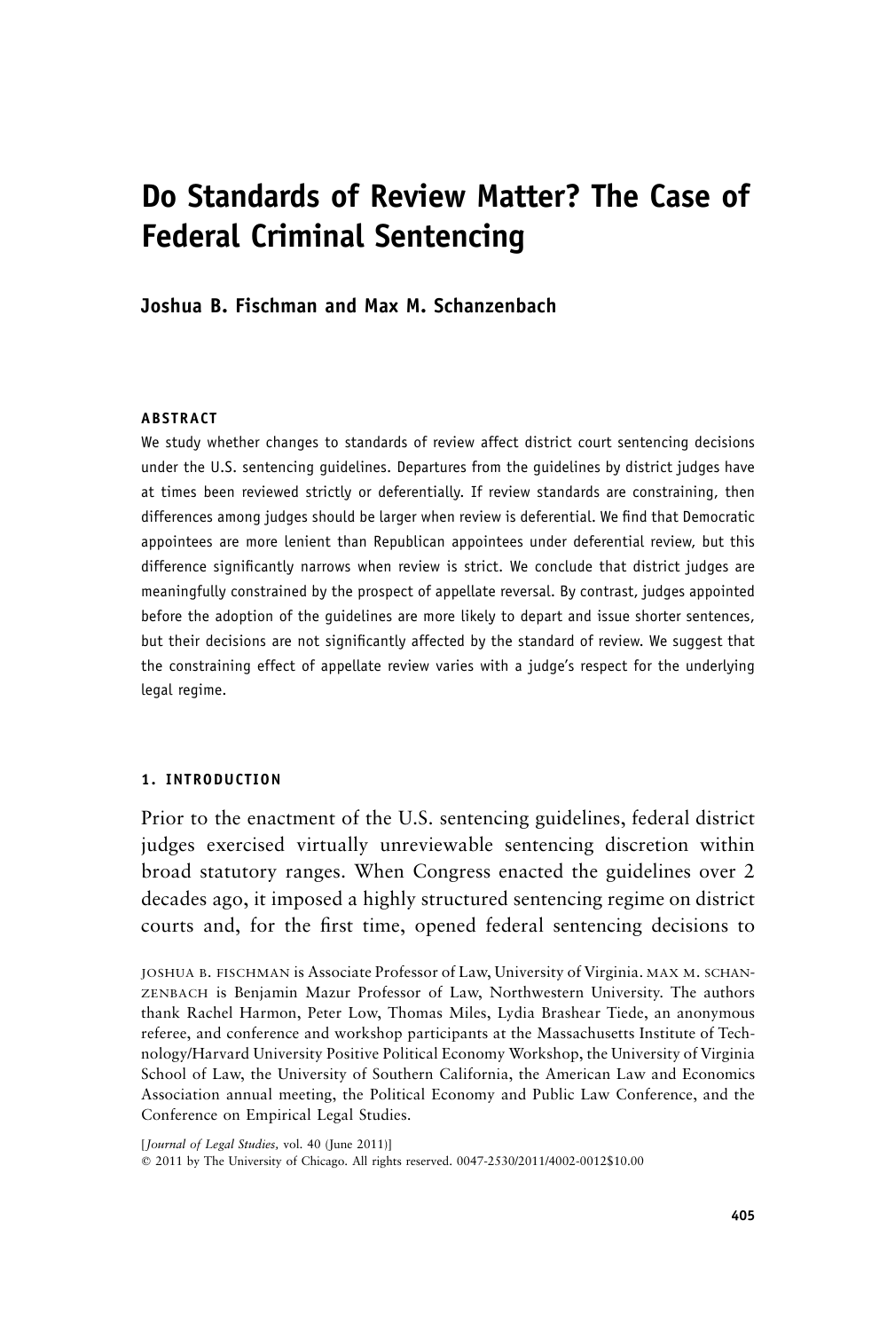# Do Standards of Review Matter? The Case of Federal Criminal Sentencing

**Joshua B. Fischman and Max M. Schanzenbach**

## ABSTRACT

We study whether changes to standards of review affect district court sentencing decisions under the U.S. sentencing guidelines. Departures from the guidelines by district judges have at times been reviewed strictly or deferentially. If review standards are constraining, then differences among judges should be larger when review is deferential. We find that Democratic appointees are more lenient than Republican appointees under deferential review, but this difference significantly narrows when review is strict. We conclude that district judges are meaningfully constrained by the prospect of appellate reversal. By contrast, judges appointed before the adoption of the guidelines are more likely to depart and issue shorter sentences, but their decisions are not significantly affected by the standard of review. We suggest that the constraining effect of appellate review varies with a judge's respect for the underlying legal regime.

## 1. INTRODUCTION

Prior to the enactment of the U.S. sentencing guidelines, federal district judges exercised virtually unreviewable sentencing discretion within broad statutory ranges. When Congress enacted the guidelines over 2 decades ago, it imposed a highly structured sentencing regime on district courts and, for the first time, opened federal sentencing decisions to

JOSHUA B. FISCHMAN is Associate Professor of Law, University of Virginia. MAX M. SCHANZENBACH is Benjamin Mazur Professor of Law, Northwestern University. The authors thank Rachel Harmon, Peter Low, Thomas Miles, Lydia Brashear Tiede, an anonymous referee, and conference and workshop participants at the Massachusetts Institute of Technology/Harvard University Positive Political Economy Workshop, the University of Virginia School of Law, the University of Southern California, the American Law and Economics Association annual meeting, the Political Economy and Public Law Conference, and the Conference on Empirical Legal Studies.

[*Journal of Legal Studies*, vol. 40 (June 2011)]
© 2011 by The University of Chicago. All rights reserved. 0047-2530/2011/4002-0012$10.00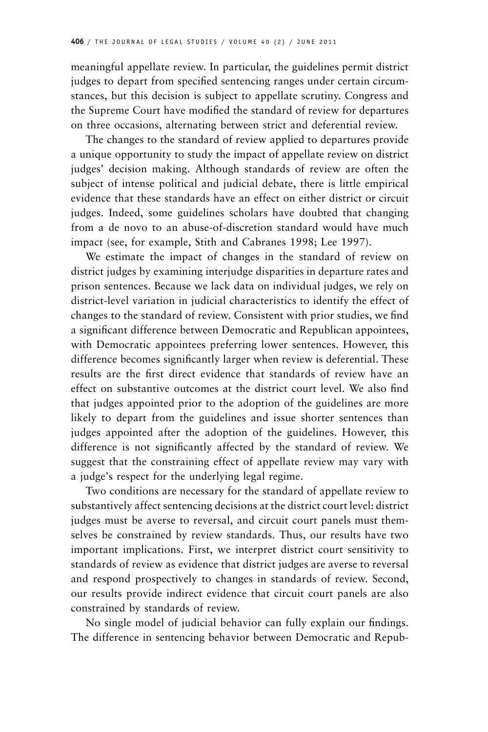meaningful appellate review. In particular, the guidelines permit district judges to depart from specified sentencing ranges under certain circumstances, but this decision is subject to appellate scrutiny. Congress and the Supreme Court have modified the standard of review for departures on three occasions, alternating between strict and deferential review.

The changes to the standard of review applied to departures provide a unique opportunity to study the impact of appellate review on district judges' decision making. Although standards of review are often the subject of intense political and judicial debate, there is little empirical evidence that these standards have an effect on either district or circuit judges. Indeed, some guidelines scholars have doubted that changing from a de novo to an abuse-of-discretion standard would have much impact (see, for example, Stith and Cabranes 1998; Lee 1997).

We estimate the impact of changes in the standard of review on district judges by examining interjudge disparities in departure rates and prison sentences. Because we lack data on individual judges, we rely on district-level variation in judicial characteristics to identify the effect of changes to the standard of review. Consistent with prior studies, we find a significant difference between Democratic and Republican appointees, with Democratic appointees preferring lower sentences. However, this difference becomes significantly larger when review is deferential. These results are the first direct evidence that standards of review have an effect on substantive outcomes at the district court level. We also find that judges appointed prior to the adoption of the guidelines are more likely to depart from the guidelines and issue shorter sentences than judges appointed after the adoption of the guidelines. However, this difference is not significantly affected by the standard of review. We suggest that the constraining effect of appellate review may vary with a judge's respect for the underlying legal regime.

Two conditions are necessary for the standard of appellate review to substantively affect sentencing decisions at the district court level: district judges must be averse to reversal, and circuit court panels must themselves be constrained by review standards. Thus, our results have two important implications. First, we interpret district court sensitivity to standards of review as evidence that district judges are averse to reversal and respond prospectively to changes in standards of review. Second, our results provide indirect evidence that circuit court panels are also constrained by standards of review.

No single model of judicial behavior can fully explain our findings. The difference in sentencing behavior between Democratic and Repub-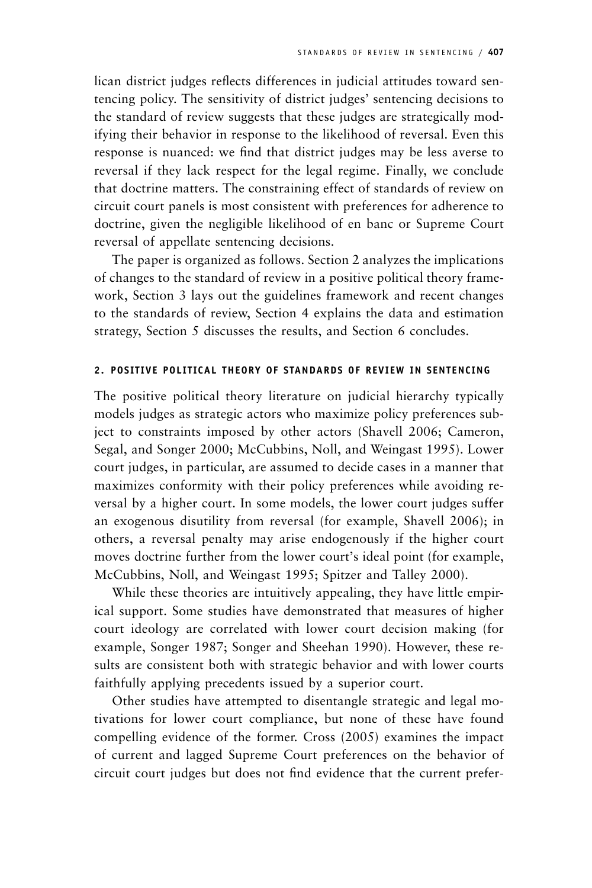lican district judges reflects differences in judicial attitudes toward sentencing policy. The sensitivity of district judges' sentencing decisions to the standard of review suggests that these judges are strategically modifying their behavior in response to the likelihood of reversal. Even this response is nuanced: we find that district judges may be less averse to reversal if they lack respect for the legal regime. Finally, we conclude that doctrine matters. The constraining effect of standards of review on circuit court panels is most consistent with preferences for adherence to doctrine, given the negligible likelihood of en banc or Supreme Court reversal of appellate sentencing decisions.

The paper is organized as follows. Section 2 analyzes the implications of changes to the standard of review in a positive political theory framework, Section 3 lays out the guidelines framework and recent changes to the standards of review, Section 4 explains the data and estimation strategy, Section 5 discusses the results, and Section 6 concludes.

## 2. POSITIVE POLITICAL THEORY OF STANDARDS OF REVIEW IN SENTENCING

The positive political theory literature on judicial hierarchy typically models judges as strategic actors who maximize policy preferences subject to constraints imposed by other actors (Shavell 2006; Cameron, Segal, and Songer 2000; McCubbins, Noll, and Weingast 1995). Lower court judges, in particular, are assumed to decide cases in a manner that maximizes conformity with their policy preferences while avoiding reversal by a higher court. In some models, the lower court judges suffer an exogenous disutility from reversal (for example, Shavell 2006); in others, a reversal penalty may arise endogenously if the higher court moves doctrine further from the lower court's ideal point (for example, McCubbins, Noll, and Weingast 1995; Spitzer and Talley 2000).

While these theories are intuitively appealing, they have little empirical support. Some studies have demonstrated that measures of higher court ideology are correlated with lower court decision making (for example, Songer 1987; Songer and Sheehan 1990). However, these results are consistent both with strategic behavior and with lower courts faithfully applying precedents issued by a superior court.

Other studies have attempted to disentangle strategic and legal motivations for lower court compliance, but none of these have found compelling evidence of the former. Cross (2005) examines the impact of current and lagged Supreme Court preferences on the behavior of circuit court judges but does not find evidence that the current prefer-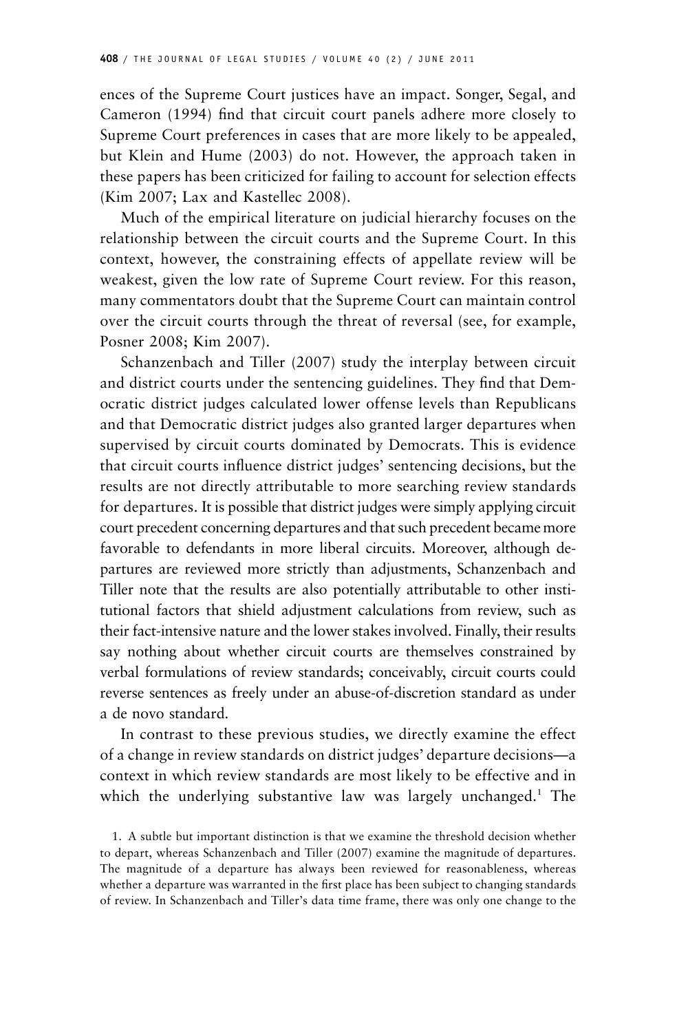ences of the Supreme Court justices have an impact. Songer, Segal, and Cameron (1994) find that circuit court panels adhere more closely to Supreme Court preferences in cases that are more likely to be appealed, but Klein and Hume (2003) do not. However, the approach taken in these papers has been criticized for failing to account for selection effects (Kim 2007; Lax and Kastellec 2008).

Much of the empirical literature on judicial hierarchy focuses on the relationship between the circuit courts and the Supreme Court. In this context, however, the constraining effects of appellate review will be weakest, given the low rate of Supreme Court review. For this reason, many commentators doubt that the Supreme Court can maintain control over the circuit courts through the threat of reversal (see, for example, Posner 2008; Kim 2007).

Schanzenbach and Tiller (2007) study the interplay between circuit and district courts under the sentencing guidelines. They find that Democratic district judges calculated lower offense levels than Republicans and that Democratic district judges also granted larger departures when supervised by circuit courts dominated by Democrats. This is evidence that circuit courts influence district judges' sentencing decisions, but the results are not directly attributable to more searching review standards for departures. It is possible that district judges were simply applying circuit court precedent concerning departures and that such precedent became more favorable to defendants in more liberal circuits. Moreover, although departures are reviewed more strictly than adjustments, Schanzenbach and Tiller note that the results are also potentially attributable to other institutional factors that shield adjustment calculations from review, such as their fact-intensive nature and the lower stakes involved. Finally, their results say nothing about whether circuit courts are themselves constrained by verbal formulations of review standards; conceivably, circuit courts could reverse sentences as freely under an abuse-of-discretion standard as under a de novo standard.

In contrast to these previous studies, we directly examine the effect of a change in review standards on district judges' departure decisions—a context in which review standards are most likely to be effective and in which the underlying substantive law was largely unchanged.[1] The

1. A subtle but important distinction is that we examine the threshold decision whether to depart, whereas Schanzenbach and Tiller (2007) examine the magnitude of departures. The magnitude of a departure has always been reviewed for reasonableness, whereas whether a departure was warranted in the first place has been subject to changing standards of review. In Schanzenbach and Tiller's data time frame, there was only one change to the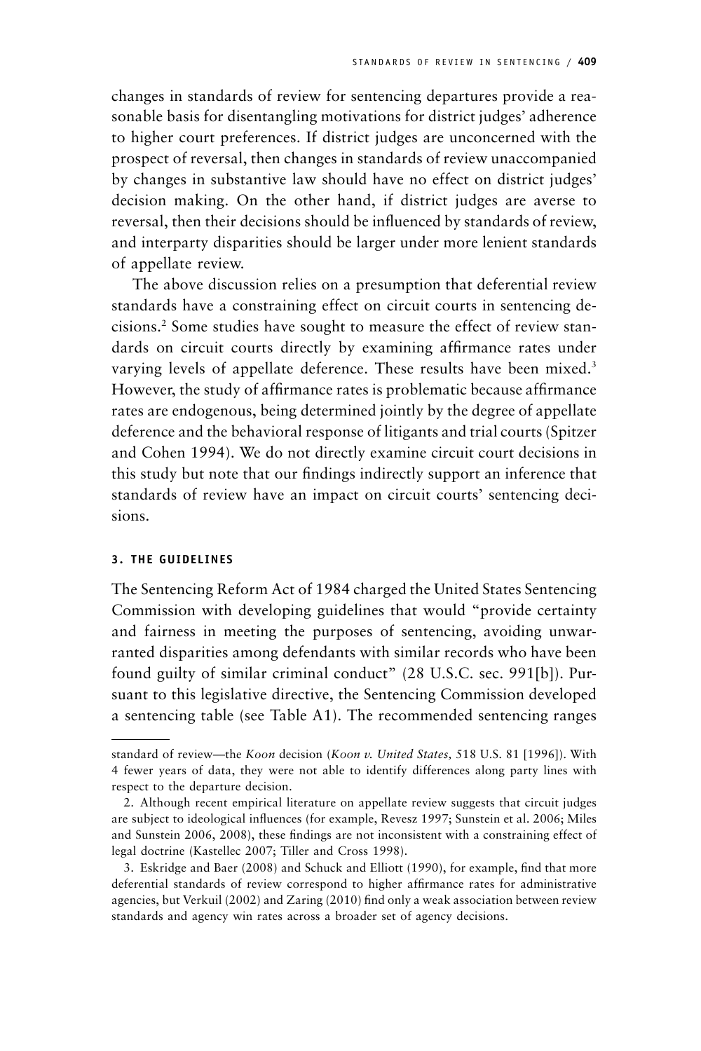changes in standards of review for sentencing departures provide a reasonable basis for disentangling motivations for district judges' adherence to higher court preferences. If district judges are unconcerned with the prospect of reversal, then changes in standards of review unaccompanied by changes in substantive law should have no effect on district judges' decision making. On the other hand, if district judges are averse to reversal, then their decisions should be influenced by standards of review, and interparty disparities should be larger under more lenient standards of appellate review.

The above discussion relies on a presumption that deferential review standards have a constraining effect on circuit courts in sentencing decisions.[2] Some studies have sought to measure the effect of review standards on circuit courts directly by examining affirmance rates under varying levels of appellate deference. These results have been mixed.[3] However, the study of affirmance rates is problematic because affirmance rates are endogenous, being determined jointly by the degree of appellate deference and the behavioral response of litigants and trial courts (Spitzer and Cohen 1994). We do not directly examine circuit court decisions in this study but note that our findings indirectly support an inference that standards of review have an impact on circuit courts' sentencing decisions.

### 3. THE GUIDELINES

The Sentencing Reform Act of 1984 charged the United States Sentencing Commission with developing guidelines that would "provide certainty and fairness in meeting the purposes of sentencing, avoiding unwarranted disparities among defendants with similar records who have been found guilty of similar criminal conduct" (28 U.S.C. sec. 991[b]). Pursuant to this legislative directive, the Sentencing Commission developed a sentencing table (see Table A1). The recommended sentencing ranges

---

standard of review—the *Koon* decision (*Koon v. United States,* 518 U.S. 81 [1996]). With 4 fewer years of data, they were not able to identify differences along party lines with respect to the departure decision.

2. Although recent empirical literature on appellate review suggests that circuit judges are subject to ideological influences (for example, Revesz 1997; Sunstein et al. 2006; Miles and Sunstein 2006, 2008), these findings are not inconsistent with a constraining effect of legal doctrine (Kastellec 2007; Tiller and Cross 1998).

3. Eskridge and Baer (2008) and Schuck and Elliott (1990), for example, find that more deferential standards of review correspond to higher affirmance rates for administrative agencies, but Verkuil (2002) and Zaring (2010) find only a weak association between review standards and agency win rates across a broader set of agency decisions.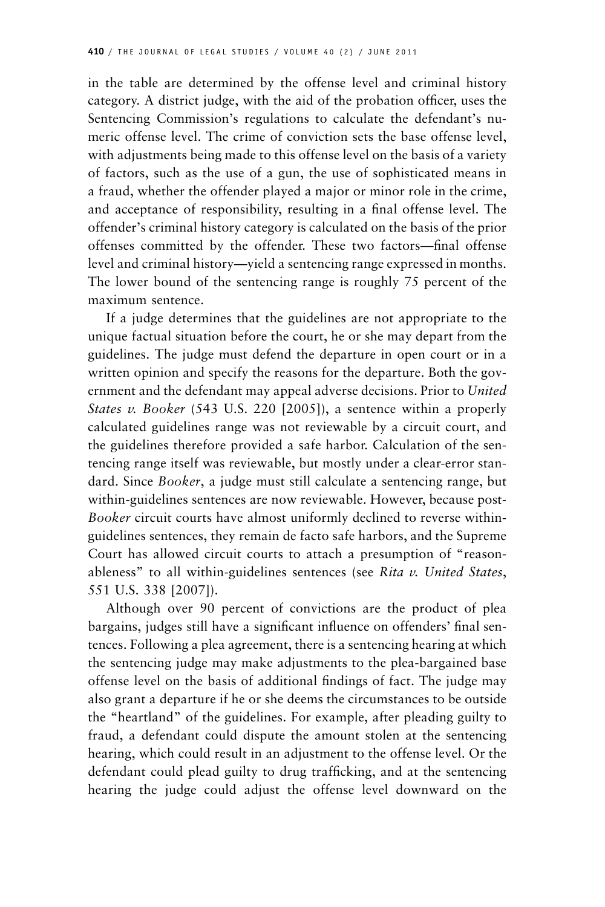in the table are determined by the offense level and criminal history category. A district judge, with the aid of the probation officer, uses the Sentencing Commission's regulations to calculate the defendant's numeric offense level. The crime of conviction sets the base offense level, with adjustments being made to this offense level on the basis of a variety of factors, such as the use of a gun, the use of sophisticated means in a fraud, whether the offender played a major or minor role in the crime, and acceptance of responsibility, resulting in a final offense level. The offender's criminal history category is calculated on the basis of the prior offenses committed by the offender. These two factors—final offense level and criminal history—yield a sentencing range expressed in months. The lower bound of the sentencing range is roughly 75 percent of the maximum sentence.

If a judge determines that the guidelines are not appropriate to the unique factual situation before the court, he or she may depart from the guidelines. The judge must defend the departure in open court or in a written opinion and specify the reasons for the departure. Both the government and the defendant may appeal adverse decisions. Prior to *United States v. Booker* (543 U.S. 220 [2005]), a sentence within a properly calculated guidelines range was not reviewable by a circuit court, and the guidelines therefore provided a safe harbor. Calculation of the sentencing range itself was reviewable, but mostly under a clear-error standard. Since *Booker*, a judge must still calculate a sentencing range, but within-guidelines sentences are now reviewable. However, because post-*Booker* circuit courts have almost uniformly declined to reverse within-guidelines sentences, they remain de facto safe harbors, and the Supreme Court has allowed circuit courts to attach a presumption of "reasonableness" to all within-guidelines sentences (see *Rita v. United States*, 551 U.S. 338 [2007]).

Although over 90 percent of convictions are the product of plea bargains, judges still have a significant influence on offenders' final sentences. Following a plea agreement, there is a sentencing hearing at which the sentencing judge may make adjustments to the plea-bargained base offense level on the basis of additional findings of fact. The judge may also grant a departure if he or she deems the circumstances to be outside the "heartland" of the guidelines. For example, after pleading guilty to fraud, a defendant could dispute the amount stolen at the sentencing hearing, which could result in an adjustment to the offense level. Or the defendant could plead guilty to drug trafficking, and at the sentencing hearing the judge could adjust the offense level downward on the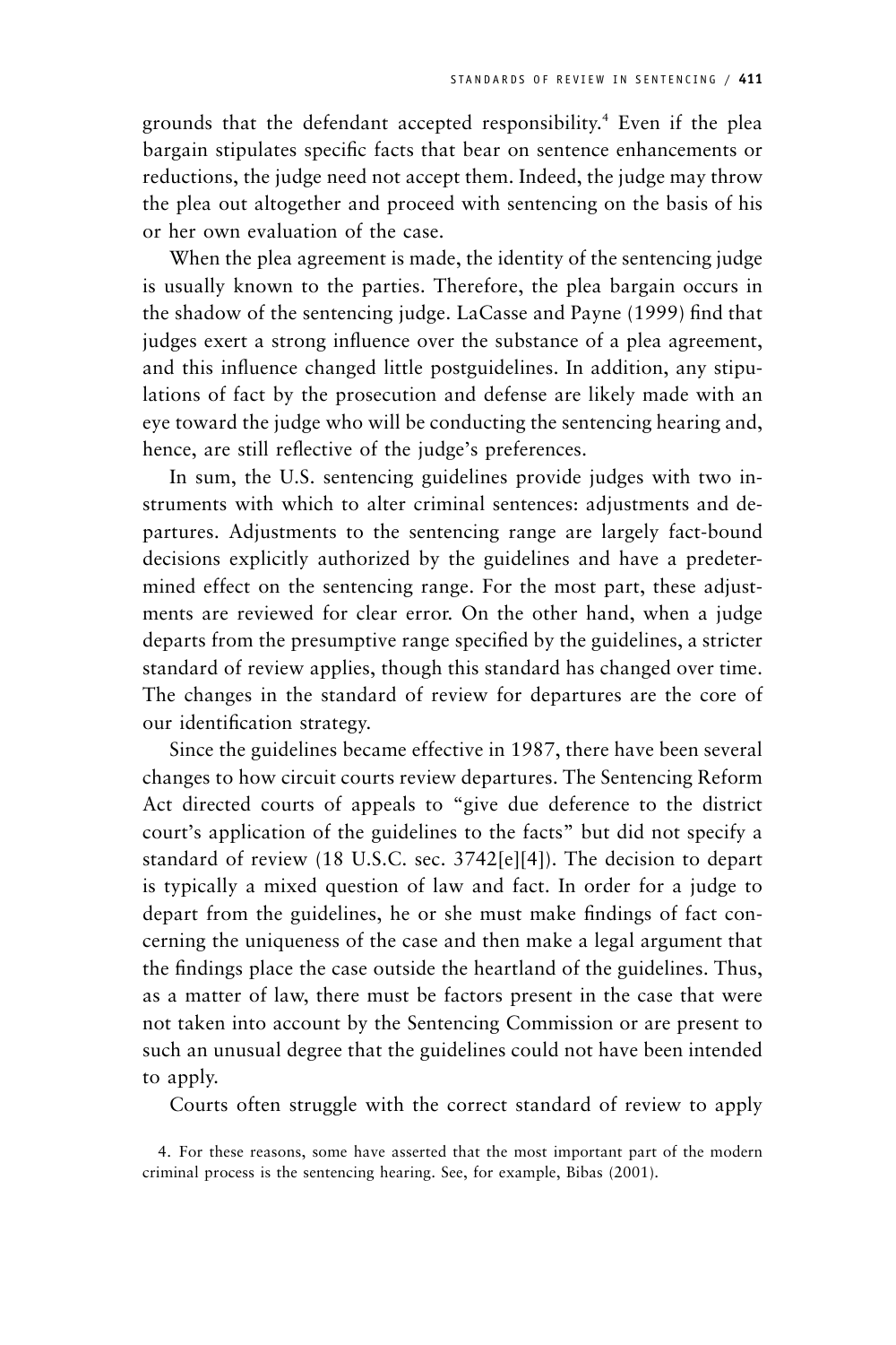grounds that the defendant accepted responsibility.[4] Even if the plea bargain stipulates specific facts that bear on sentence enhancements or reductions, the judge need not accept them. Indeed, the judge may throw the plea out altogether and proceed with sentencing on the basis of his or her own evaluation of the case.

When the plea agreement is made, the identity of the sentencing judge is usually known to the parties. Therefore, the plea bargain occurs in the shadow of the sentencing judge. LaCasse and Payne (1999) find that judges exert a strong influence over the substance of a plea agreement, and this influence changed little postguidelines. In addition, any stipulations of fact by the prosecution and defense are likely made with an eye toward the judge who will be conducting the sentencing hearing and, hence, are still reflective of the judge's preferences.

In sum, the U.S. sentencing guidelines provide judges with two instruments with which to alter criminal sentences: adjustments and departures. Adjustments to the sentencing range are largely fact-bound decisions explicitly authorized by the guidelines and have a predetermined effect on the sentencing range. For the most part, these adjustments are reviewed for clear error. On the other hand, when a judge departs from the presumptive range specified by the guidelines, a stricter standard of review applies, though this standard has changed over time. The changes in the standard of review for departures are the core of our identification strategy.

Since the guidelines became effective in 1987, there have been several changes to how circuit courts review departures. The Sentencing Reform Act directed courts of appeals to "give due deference to the district court's application of the guidelines to the facts" but did not specify a standard of review (18 U.S.C. sec. 3742[e][4]). The decision to depart is typically a mixed question of law and fact. In order for a judge to depart from the guidelines, he or she must make findings of fact concerning the uniqueness of the case and then make a legal argument that the findings place the case outside the heartland of the guidelines. Thus, as a matter of law, there must be factors present in the case that were not taken into account by the Sentencing Commission or are present to such an unusual degree that the guidelines could not have been intended to apply.

Courts often struggle with the correct standard of review to apply

4. For these reasons, some have asserted that the most important part of the modern criminal process is the sentencing hearing. See, for example, Bibas (2001).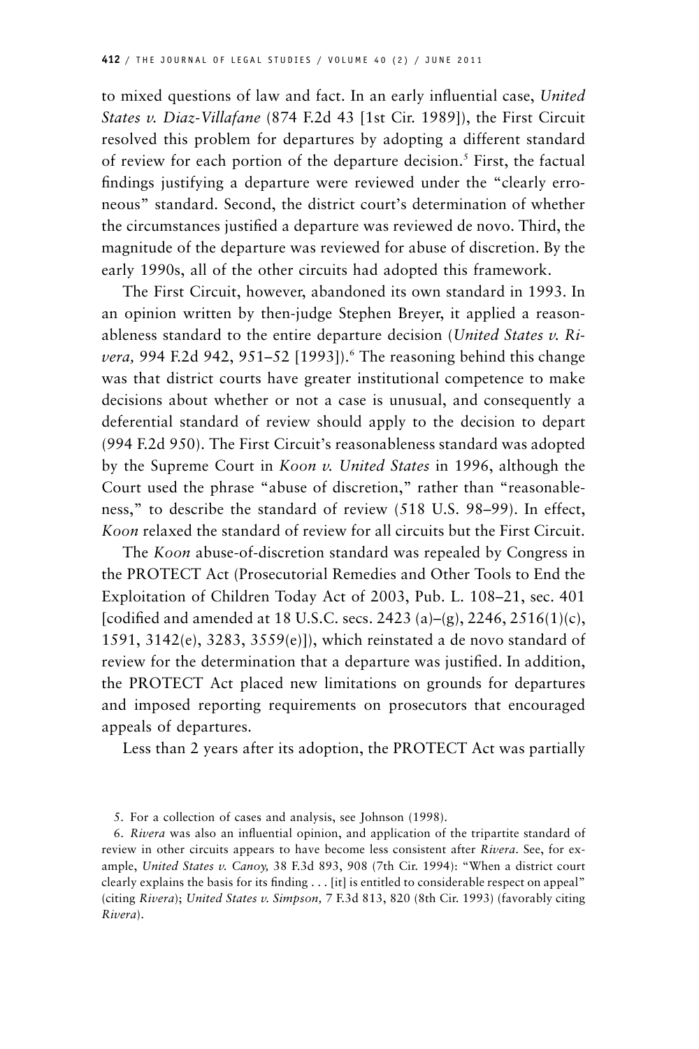to mixed questions of law and fact. In an early influential case, *United States v. Diaz-Villafane* (874 F.2d 43 [1st Cir. 1989]), the First Circuit resolved this problem for departures by adopting a different standard of review for each portion of the departure decision.[5] First, the factual findings justifying a departure were reviewed under the "clearly erroneous" standard. Second, the district court's determination of whether the circumstances justified a departure was reviewed de novo. Third, the magnitude of the departure was reviewed for abuse of discretion. By the early 1990s, all of the other circuits had adopted this framework.

The First Circuit, however, abandoned its own standard in 1993. In an opinion written by then-judge Stephen Breyer, it applied a reasonableness standard to the entire departure decision (*United States v. Rivera,* 994 F.2d 942, 951–52 [1993]).[6] The reasoning behind this change was that district courts have greater institutional competence to make decisions about whether or not a case is unusual, and consequently a deferential standard of review should apply to the decision to depart (994 F.2d 950). The First Circuit's reasonableness standard was adopted by the Supreme Court in *Koon v. United States* in 1996, although the Court used the phrase "abuse of discretion," rather than "reasonableness," to describe the standard of review (518 U.S. 98–99). In effect, *Koon* relaxed the standard of review for all circuits but the First Circuit.

The *Koon* abuse-of-discretion standard was repealed by Congress in the PROTECT Act (Prosecutorial Remedies and Other Tools to End the Exploitation of Children Today Act of 2003, Pub. L. 108–21, sec. 401 [codified and amended at 18 U.S.C. secs. 2423 (a)–(g), 2246, 2516(1)(c), 1591, 3142(e), 3283, 3559(e)]), which reinstated a de novo standard of review for the determination that a departure was justified. In addition, the PROTECT Act placed new limitations on grounds for departures and imposed reporting requirements on prosecutors that encouraged appeals of departures.

Less than 2 years after its adoption, the PROTECT Act was partially

5. For a collection of cases and analysis, see Johnson (1998).

6. *Rivera* was also an influential opinion, and application of the tripartite standard of review in other circuits appears to have become less consistent after *Rivera*. See, for example, *United States v. Canoy,* 38 F.3d 893, 908 (7th Cir. 1994): "When a district court clearly explains the basis for its finding . . . [it] is entitled to considerable respect on appeal" (citing *Rivera*); *United States v. Simpson,* 7 F.3d 813, 820 (8th Cir. 1993) (favorably citing *Rivera*).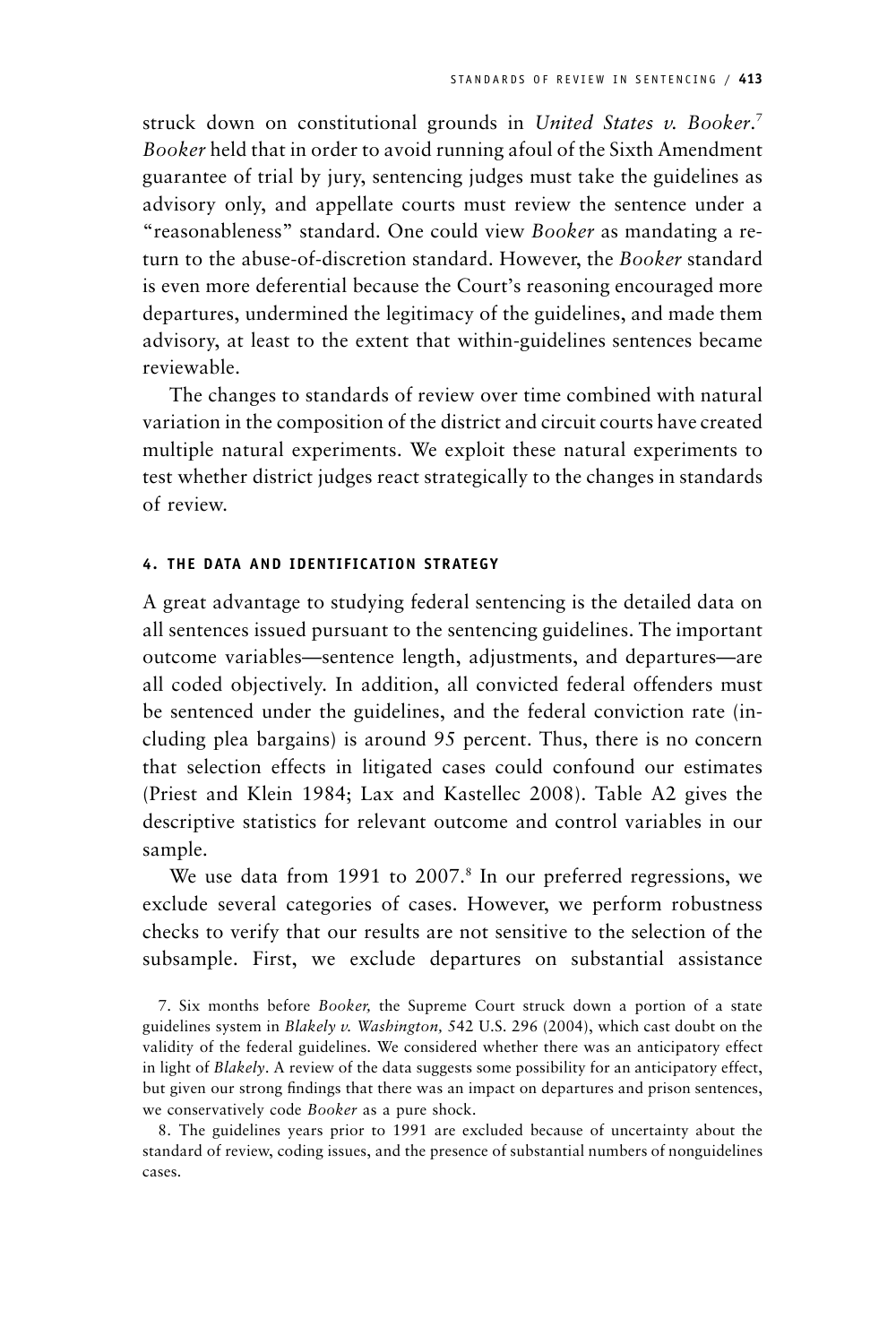struck down on constitutional grounds in *United States v. Booker*.[7] *Booker* held that in order to avoid running afoul of the Sixth Amendment guarantee of trial by jury, sentencing judges must take the guidelines as advisory only, and appellate courts must review the sentence under a "reasonableness" standard. One could view *Booker* as mandating a return to the abuse-of-discretion standard. However, the *Booker* standard is even more deferential because the Court's reasoning encouraged more departures, undermined the legitimacy of the guidelines, and made them advisory, at least to the extent that within-guidelines sentences became reviewable.

The changes to standards of review over time combined with natural variation in the composition of the district and circuit courts have created multiple natural experiments. We exploit these natural experiments to test whether district judges react strategically to the changes in standards of review.

#### 4. THE DATA AND IDENTIFICATION STRATEGY

A great advantage to studying federal sentencing is the detailed data on all sentences issued pursuant to the sentencing guidelines. The important outcome variables—sentence length, adjustments, and departures—are all coded objectively. In addition, all convicted federal offenders must be sentenced under the guidelines, and the federal conviction rate (including plea bargains) is around 95 percent. Thus, there is no concern that selection effects in litigated cases could confound our estimates (Priest and Klein 1984; Lax and Kastellec 2008). Table A2 gives the descriptive statistics for relevant outcome and control variables in our sample.

We use data from 1991 to 2007.[8] In our preferred regressions, we exclude several categories of cases. However, we perform robustness checks to verify that our results are not sensitive to the selection of the subsample. First, we exclude departures on substantial assistance

7. Six months before *Booker,* the Supreme Court struck down a portion of a state guidelines system in *Blakely v. Washington,* 542 U.S. 296 (2004), which cast doubt on the validity of the federal guidelines. We considered whether there was an anticipatory effect in light of *Blakely*. A review of the data suggests some possibility for an anticipatory effect, but given our strong findings that there was an impact on departures and prison sentences, we conservatively code *Booker* as a pure shock.

8. The guidelines years prior to 1991 are excluded because of uncertainty about the standard of review, coding issues, and the presence of substantial numbers of nonguidelines cases.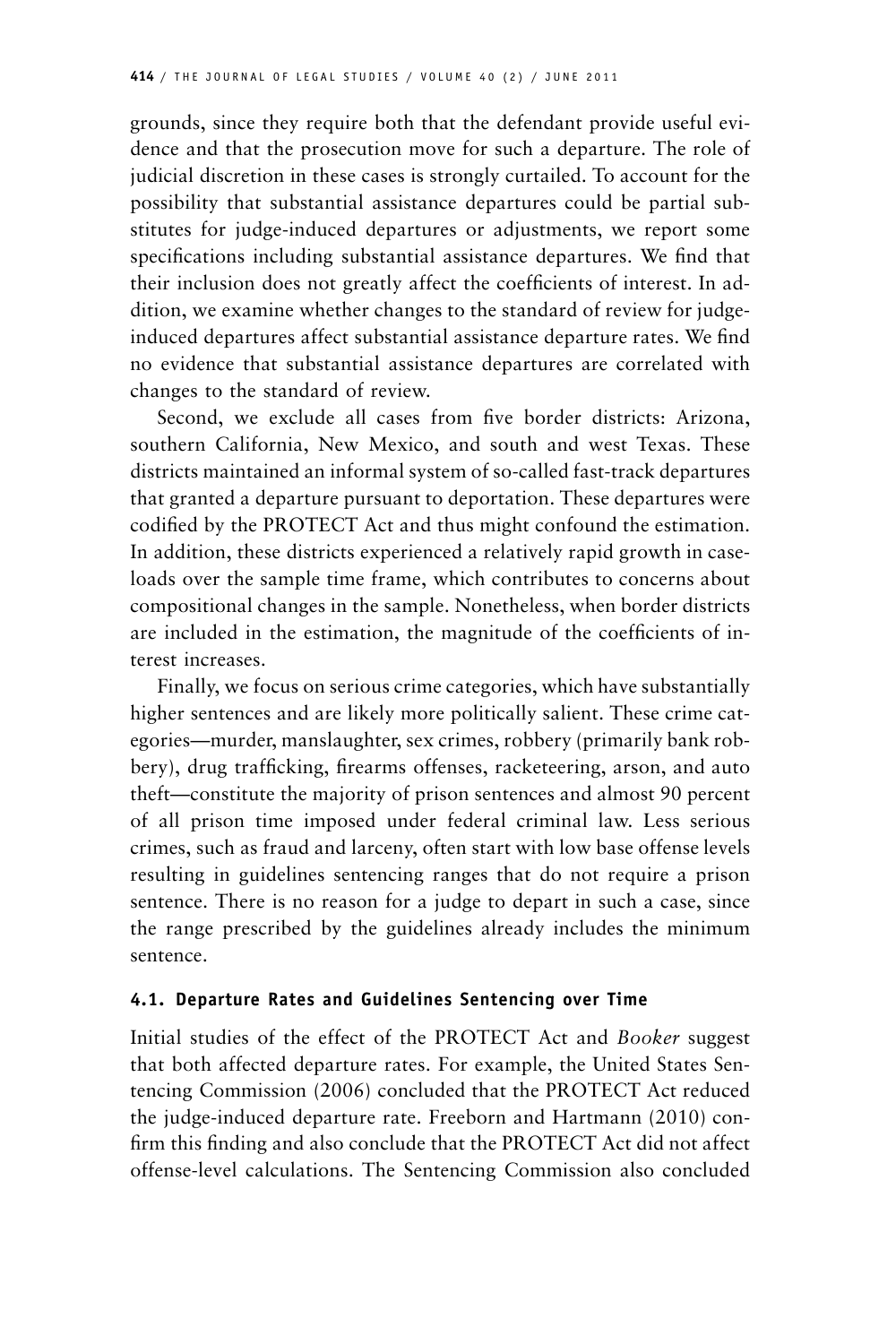grounds, since they require both that the defendant provide useful evidence and that the prosecution move for such a departure. The role of judicial discretion in these cases is strongly curtailed. To account for the possibility that substantial assistance departures could be partial substitutes for judge-induced departures or adjustments, we report some specifications including substantial assistance departures. We find that their inclusion does not greatly affect the coefficients of interest. In addition, we examine whether changes to the standard of review for judge-induced departures affect substantial assistance departure rates. We find no evidence that substantial assistance departures are correlated with changes to the standard of review.

Second, we exclude all cases from five border districts: Arizona, southern California, New Mexico, and south and west Texas. These districts maintained an informal system of so-called fast-track departures that granted a departure pursuant to deportation. These departures were codified by the PROTECT Act and thus might confound the estimation. In addition, these districts experienced a relatively rapid growth in caseloads over the sample time frame, which contributes to concerns about compositional changes in the sample. Nonetheless, when border districts are included in the estimation, the magnitude of the coefficients of interest increases.

Finally, we focus on serious crime categories, which have substantially higher sentences and are likely more politically salient. These crime categories—murder, manslaughter, sex crimes, robbery (primarily bank robbery), drug trafficking, firearms offenses, racketeering, arson, and auto theft—constitute the majority of prison sentences and almost 90 percent of all prison time imposed under federal criminal law. Less serious crimes, such as fraud and larceny, often start with low base offense levels resulting in guidelines sentencing ranges that do not require a prison sentence. There is no reason for a judge to depart in such a case, since the range prescribed by the guidelines already includes the minimum sentence.

### 4.1. Departure Rates and Guidelines Sentencing over Time

Initial studies of the effect of the PROTECT Act and *Booker* suggest that both affected departure rates. For example, the United States Sentencing Commission (2006) concluded that the PROTECT Act reduced the judge-induced departure rate. Freeborn and Hartmann (2010) confirm this finding and also conclude that the PROTECT Act did not affect offense-level calculations. The Sentencing Commission also concluded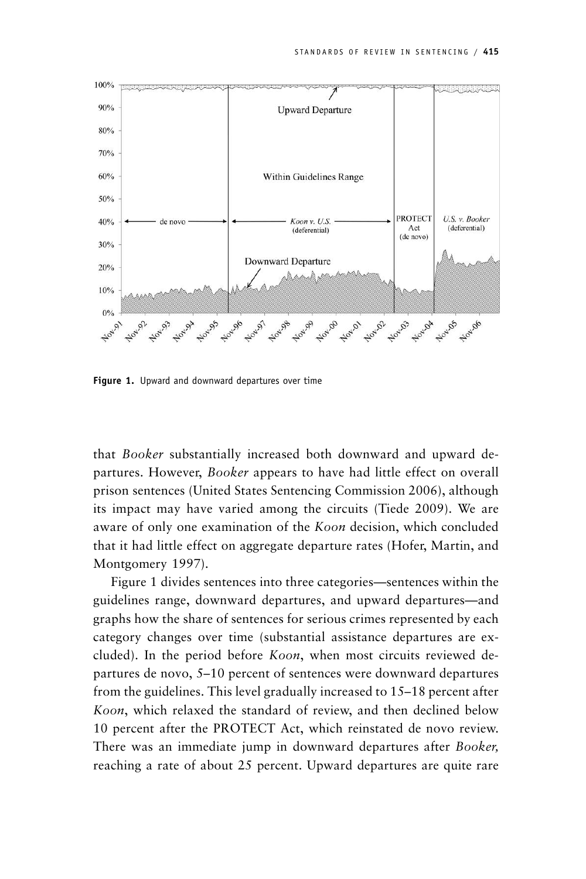**Figure 1.** Upward and downward departures over time

that *Booker* substantially increased both downward and upward departures. However, *Booker* appears to have had little effect on overall prison sentences (United States Sentencing Commission 2006), although its impact may have varied among the circuits (Tiede 2009). We are aware of only one examination of the *Koon* decision, which concluded that it had little effect on aggregate departure rates (Hofer, Martin, and Montgomery 1997).

Figure 1 divides sentences into three categories—sentences within the guidelines range, downward departures, and upward departures—and graphs how the share of sentences for serious crimes represented by each category changes over time (substantial assistance departures are excluded). In the period before *Koon*, when most circuits reviewed departures de novo, 5–10 percent of sentences were downward departures from the guidelines. This level gradually increased to 15–18 percent after *Koon*, which relaxed the standard of review, and then declined below 10 percent after the PROTECT Act, which reinstated de novo review. There was an immediate jump in downward departures after *Booker,* reaching a rate of about 25 percent. Upward departures are quite rare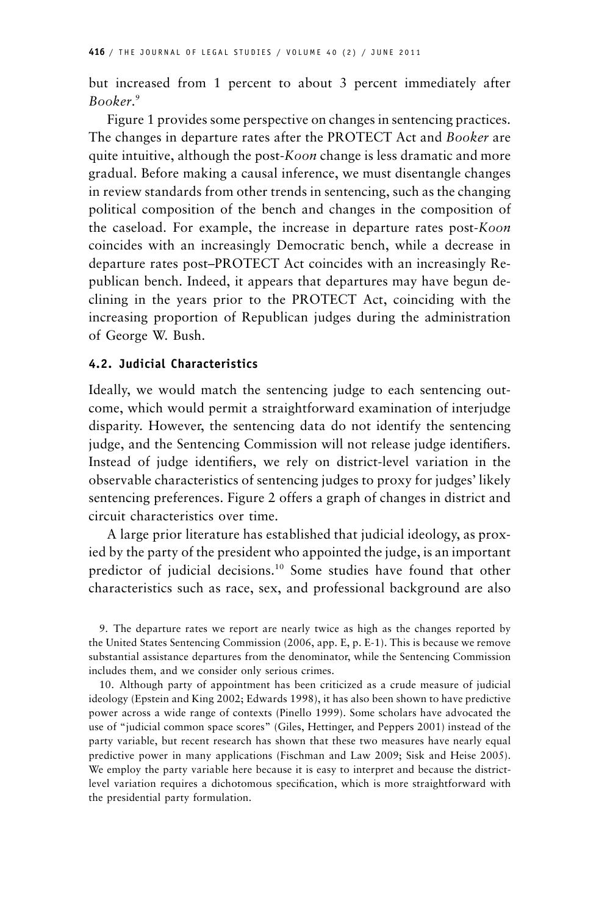but increased from 1 percent to about 3 percent immediately after *Booker*.[9]

Figure 1 provides some perspective on changes in sentencing practices. The changes in departure rates after the PROTECT Act and *Booker* are quite intuitive, although the post-*Koon* change is less dramatic and more gradual. Before making a causal inference, we must disentangle changes in review standards from other trends in sentencing, such as the changing political composition of the bench and changes in the composition of the caseload. For example, the increase in departure rates post-*Koon* coincides with an increasingly Democratic bench, while a decrease in departure rates post–PROTECT Act coincides with an increasingly Republican bench. Indeed, it appears that departures may have begun declining in the years prior to the PROTECT Act, coinciding with the increasing proportion of Republican judges during the administration of George W. Bush.

### 4.2. Judicial Characteristics

Ideally, we would match the sentencing judge to each sentencing outcome, which would permit a straightforward examination of interjudge disparity. However, the sentencing data do not identify the sentencing judge, and the Sentencing Commission will not release judge identifiers. Instead of judge identifiers, we rely on district-level variation in the observable characteristics of sentencing judges to proxy for judges' likely sentencing preferences. Figure 2 offers a graph of changes in district and circuit characteristics over time.

A large prior literature has established that judicial ideology, as proxied by the party of the president who appointed the judge, is an important predictor of judicial decisions.[10] Some studies have found that other characteristics such as race, sex, and professional background are also

9. The departure rates we report are nearly twice as high as the changes reported by the United States Sentencing Commission (2006, app. E, p. E-1). This is because we remove substantial assistance departures from the denominator, while the Sentencing Commission includes them, and we consider only serious crimes.

10. Although party of appointment has been criticized as a crude measure of judicial ideology (Epstein and King 2002; Edwards 1998), it has also been shown to have predictive power across a wide range of contexts (Pinello 1999). Some scholars have advocated the use of "judicial common space scores" (Giles, Hettinger, and Peppers 2001) instead of the party variable, but recent research has shown that these two measures have nearly equal predictive power in many applications (Fischman and Law 2009; Sisk and Heise 2005). We employ the party variable here because it is easy to interpret and because the district-level variation requires a dichotomous specification, which is more straightforward with the presidential party formulation.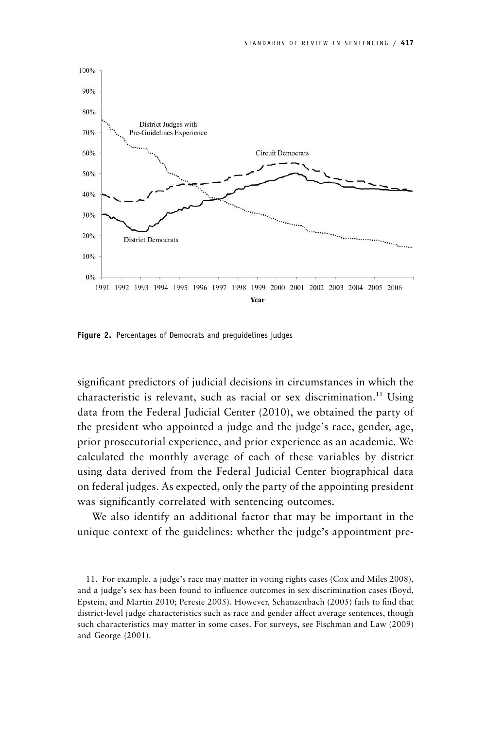Figure 2. Percentages of Democrats and preguidelines judges

significant predictors of judicial decisions in circumstances in which the characteristic is relevant, such as racial or sex discrimination.[11] Using data from the Federal Judicial Center (2010), we obtained the party of the president who appointed a judge and the judge's race, gender, age, prior prosecutorial experience, and prior experience as an academic. We calculated the monthly average of each of these variables by district using data derived from the Federal Judicial Center biographical data on federal judges. As expected, only the party of the appointing president was significantly correlated with sentencing outcomes.

We also identify an additional factor that may be important in the unique context of the guidelines: whether the judge's appointment pre-

11. For example, a judge's race may matter in voting rights cases (Cox and Miles 2008), and a judge's sex has been found to influence outcomes in sex discrimination cases (Boyd, Epstein, and Martin 2010; Peresie 2005). However, Schanzenbach (2005) fails to find that district-level judge characteristics such as race and gender affect average sentences, though such characteristics may matter in some cases. For surveys, see Fischman and Law (2009) and George (2001).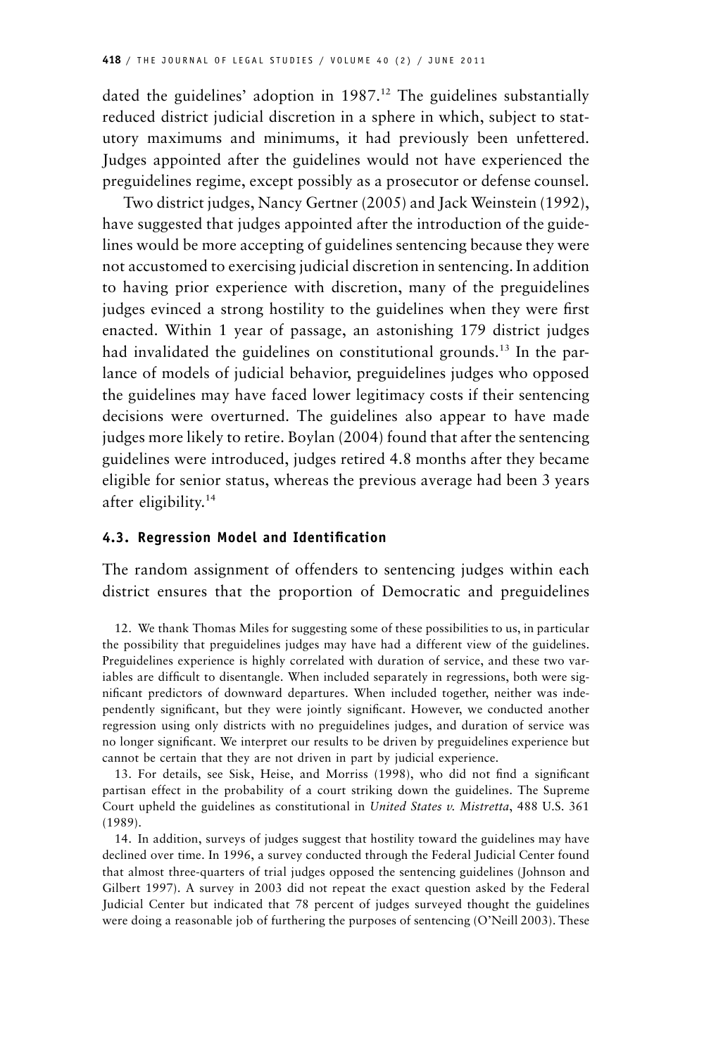dated the guidelines' adoption in 1987.[12] The guidelines substantially reduced district judicial discretion in a sphere in which, subject to statutory maximums and minimums, it had previously been unfettered. Judges appointed after the guidelines would not have experienced the preguidelines regime, except possibly as a prosecutor or defense counsel.

Two district judges, Nancy Gertner (2005) and Jack Weinstein (1992), have suggested that judges appointed after the introduction of the guidelines would be more accepting of guidelines sentencing because they were not accustomed to exercising judicial discretion in sentencing. In addition to having prior experience with discretion, many of the preguidelines judges evinced a strong hostility to the guidelines when they were first enacted. Within 1 year of passage, an astonishing 179 district judges had invalidated the guidelines on constitutional grounds.[13] In the parlance of models of judicial behavior, preguidelines judges who opposed the guidelines may have faced lower legitimacy costs if their sentencing decisions were overturned. The guidelines also appear to have made judges more likely to retire. Boylan (2004) found that after the sentencing guidelines were introduced, judges retired 4.8 months after they became eligible for senior status, whereas the previous average had been 3 years after eligibility.[14]

### 4.3. Regression Model and Identification

The random assignment of offenders to sentencing judges within each district ensures that the proportion of Democratic and preguidelines

12. We thank Thomas Miles for suggesting some of these possibilities to us, in particular the possibility that preguidelines judges may have had a different view of the guidelines. Preguidelines experience is highly correlated with duration of service, and these two variables are difficult to disentangle. When included separately in regressions, both were significant predictors of downward departures. When included together, neither was independently significant, but they were jointly significant. However, we conducted another regression using only districts with no preguidelines judges, and duration of service was no longer significant. We interpret our results to be driven by preguidelines experience but cannot be certain that they are not driven in part by judicial experience.

13. For details, see Sisk, Heise, and Morriss (1998), who did not find a significant partisan effect in the probability of a court striking down the guidelines. The Supreme Court upheld the guidelines as constitutional in *United States v. Mistretta*, 488 U.S. 361 (1989).

14. In addition, surveys of judges suggest that hostility toward the guidelines may have declined over time. In 1996, a survey conducted through the Federal Judicial Center found that almost three-quarters of trial judges opposed the sentencing guidelines (Johnson and Gilbert 1997). A survey in 2003 did not repeat the exact question asked by the Federal Judicial Center but indicated that 78 percent of judges surveyed thought the guidelines were doing a reasonable job of furthering the purposes of sentencing (O'Neill 2003). These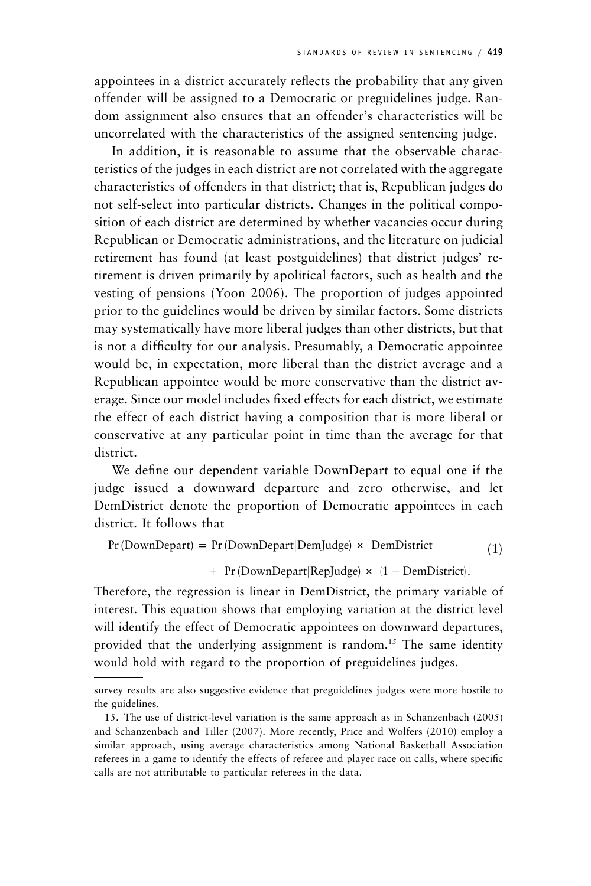appointees in a district accurately reflects the probability that any given offender will be assigned to a Democratic or preguidelines judge. Random assignment also ensures that an offender's characteristics will be uncorrelated with the characteristics of the assigned sentencing judge.

In addition, it is reasonable to assume that the observable characteristics of the judges in each district are not correlated with the aggregate characteristics of offenders in that district; that is, Republican judges do not self-select into particular districts. Changes in the political composition of each district are determined by whether vacancies occur during Republican or Democratic administrations, and the literature on judicial retirement has found (at least postguidelines) that district judges' retirement is driven primarily by apolitical factors, such as health and the vesting of pensions (Yoon 2006). The proportion of judges appointed prior to the guidelines would be driven by similar factors. Some districts may systematically have more liberal judges than other districts, but that is not a difficulty for our analysis. Presumably, a Democratic appointee would be, in expectation, more liberal than the district average and a Republican appointee would be more conservative than the district average. Since our model includes fixed effects for each district, we estimate the effect of each district having a composition that is more liberal or conservative at any particular point in time than the average for that district.

We define our dependent variable DownDepart to equal one if the judge issued a downward departure and zero otherwise, and let DemDistrict denote the proportion of Democratic appointees in each district. It follows that

$$
\begin{aligned}
\Pr(\text{DownDepart}) = {} & \Pr(\text{DownDepart}|\text{DemJudge}) \times \text{DemDistrict} \\
& + \Pr(\text{DownDepart}|\text{RepJudge}) \times (1 - \text{DemDistrict}).
\end{aligned}
\tag{1}
$$

Therefore, the regression is linear in DemDistrict, the primary variable of interest. This equation shows that employing variation at the district level will identify the effect of Democratic appointees on downward departures, provided that the underlying assignment is random.[15] The same identity would hold with regard to the proportion of preguidelines judges.

---

survey results are also suggestive evidence that preguidelines judges were more hostile to the guidelines.

15. The use of district-level variation is the same approach as in Schanzenbach (2005) and Schanzenbach and Tiller (2007). More recently, Price and Wolfers (2010) employ a similar approach, using average characteristics among National Basketball Association referees in a game to identify the effects of referee and player race on calls, where specific calls are not attributable to particular referees in the data.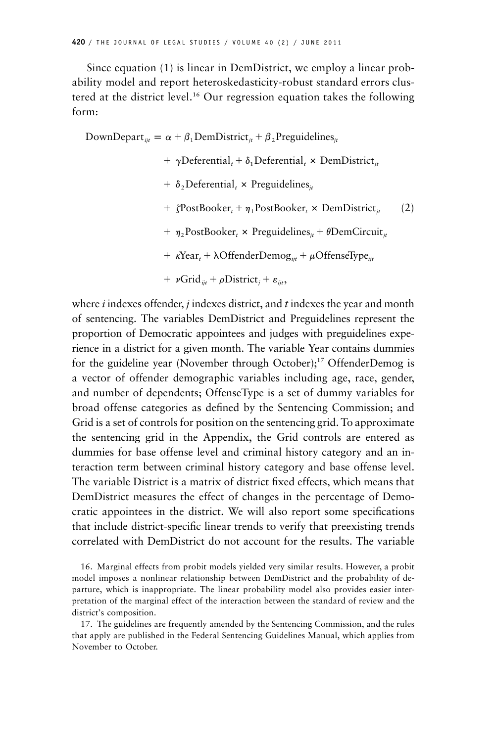Since equation (1) is linear in DemDistrict, we employ a linear probability model and report heteroskedasticity-robust standard errors clustered at the district level.[16] Our regression equation takes the following form:

$$
\begin{aligned}
\text{DownDepart}_{ijt} = {} & \alpha + \beta_1 \text{DemDistrict}_{jt} + \beta_2 \text{Preguidelines}_{jt} \\
& + \gamma \text{Deferential}_t + \delta_1 \text{Deferential}_t \times \text{DemDistrict}_{jt} \\
& + \delta_2 \text{Deferential}_t \times \text{Preguidelines}_{jt} \\
& + \zeta \text{PostBooker}_t + \eta_1 \text{PostBooker}_t \times \text{DemDistrict}_{jt} \\
& + \eta_2 \text{PostBooker}_t \times \text{Preguidelines}_{jt} + \theta \text{DemCircuit}_{jt} \\
& + \kappa \text{Year}_t + \lambda \text{OffenderDemog}_{ijt} + \mu \text{OffenseType}_{ijt} \\
& + \nu \text{Grid}_{ijt} + \rho \text{District}_j + \varepsilon_{ijt},
\end{aligned}
\tag{2}
$$

where $i$ indexes offender, $j$ indexes district, and $t$ indexes the year and month of sentencing. The variables DemDistrict and Preguidelines represent the proportion of Democratic appointees and judges with preguidelines experience in a district for a given month. The variable Year contains dummies for the guideline year (November through October);[17] OffenderDemog is a vector of offender demographic variables including age, race, gender, and number of dependents; OffenseType is a set of dummy variables for broad offense categories as defined by the Sentencing Commission; and Grid is a set of controls for position on the sentencing grid. To approximate the sentencing grid in the Appendix, the Grid controls are entered as dummies for base offense level and criminal history category and an interaction term between criminal history category and base offense level. The variable District is a matrix of district fixed effects, which means that DemDistrict measures the effect of changes in the percentage of Democratic appointees in the district. We will also report some specifications that include district-specific linear trends to verify that preexisting trends correlated with DemDistrict do not account for the results. The variable

16. Marginal effects from probit models yielded very similar results. However, a probit model imposes a nonlinear relationship between DemDistrict and the probability of departure, which is inappropriate. The linear probability model also provides easier interpretation of the marginal effect of the interaction between the standard of review and the district's composition.

17. The guidelines are frequently amended by the Sentencing Commission, and the rules that apply are published in the Federal Sentencing Guidelines Manual, which applies from November to October.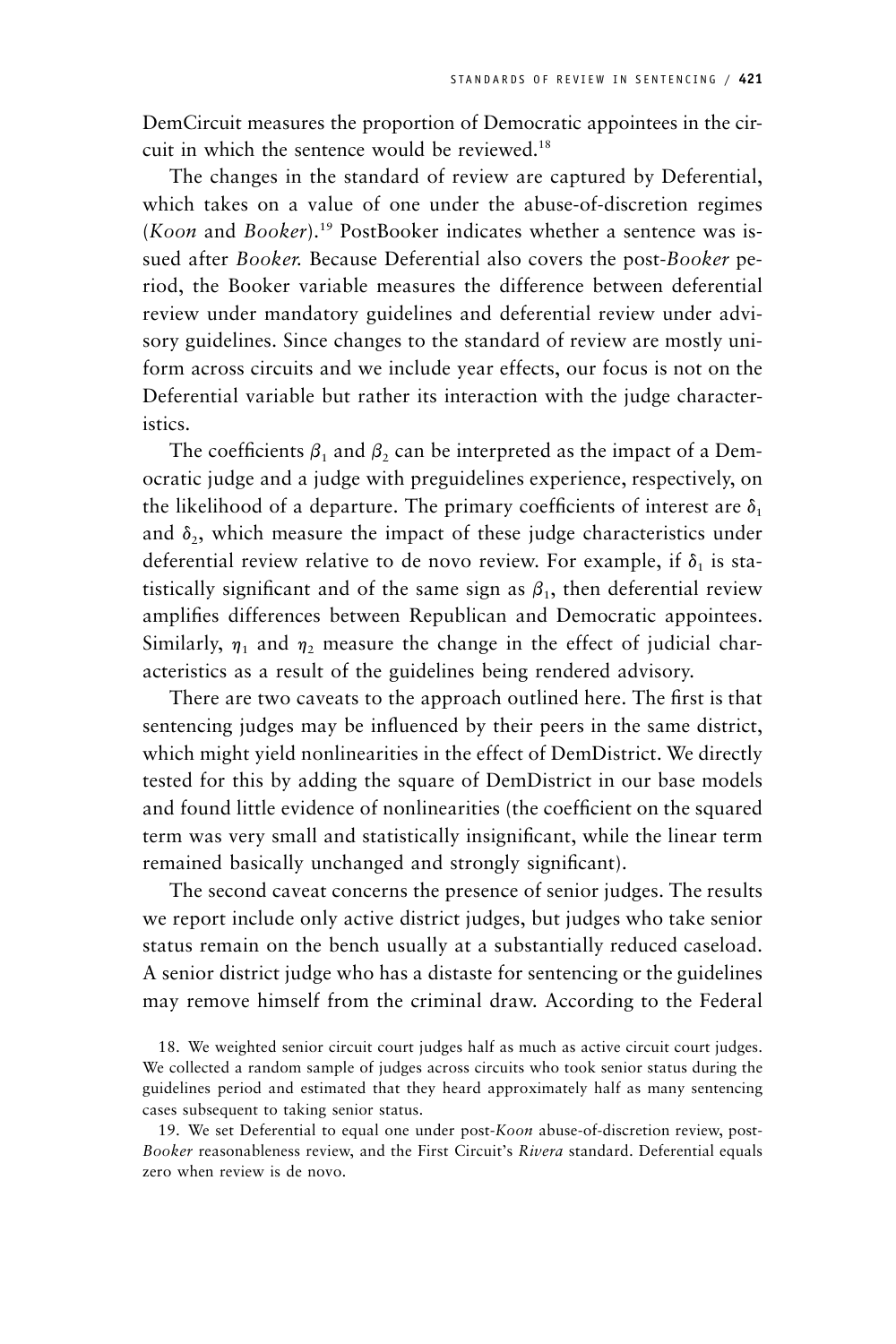DemCircuit measures the proportion of Democratic appointees in the circuit in which the sentence would be reviewed.[18]

The changes in the standard of review are captured by Deferential, which takes on a value of one under the abuse-of-discretion regimes (*Koon* and *Booker*).[19] PostBooker indicates whether a sentence was issued after *Booker.* Because Deferential also covers the post-*Booker* period, the Booker variable measures the difference between deferential review under mandatory guidelines and deferential review under advisory guidelines. Since changes to the standard of review are mostly uniform across circuits and we include year effects, our focus is not on the Deferential variable but rather its interaction with the judge characteristics.

The coefficients $\beta_1$ and $\beta_2$ can be interpreted as the impact of a Democratic judge and a judge with preguidelines experience, respectively, on the likelihood of a departure. The primary coefficients of interest are $\delta_1$ and $\delta_2$, which measure the impact of these judge characteristics under deferential review relative to de novo review. For example, if $\delta_1$ is statistically significant and of the same sign as $\beta_1$, then deferential review amplifies differences between Republican and Democratic appointees. Similarly, $\eta_1$ and $\eta_2$ measure the change in the effect of judicial characteristics as a result of the guidelines being rendered advisory.

There are two caveats to the approach outlined here. The first is that sentencing judges may be influenced by their peers in the same district, which might yield nonlinearities in the effect of DemDistrict. We directly tested for this by adding the square of DemDistrict in our base models and found little evidence of nonlinearities (the coefficient on the squared term was very small and statistically insignificant, while the linear term remained basically unchanged and strongly significant).

The second caveat concerns the presence of senior judges. The results we report include only active district judges, but judges who take senior status remain on the bench usually at a substantially reduced caseload. A senior district judge who has a distaste for sentencing or the guidelines may remove himself from the criminal draw. According to the Federal

18. We weighted senior circuit court judges half as much as active circuit court judges. We collected a random sample of judges across circuits who took senior status during the guidelines period and estimated that they heard approximately half as many sentencing cases subsequent to taking senior status.

19. We set Deferential to equal one under post-*Koon* abuse-of-discretion review, post-*Booker* reasonableness review, and the First Circuit's *Rivera* standard. Deferential equals zero when review is de novo.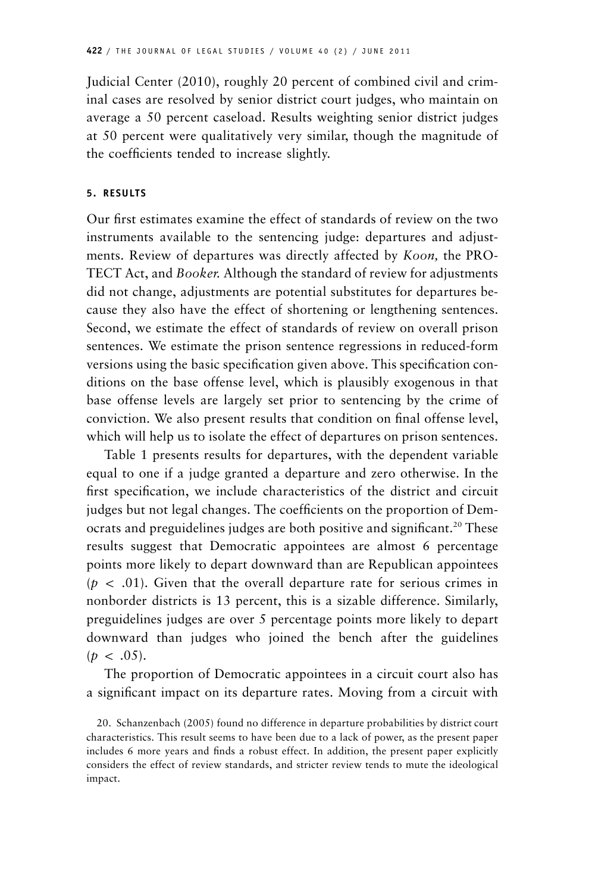Judicial Center (2010), roughly 20 percent of combined civil and criminal cases are resolved by senior district court judges, who maintain on average a 50 percent caseload. Results weighting senior district judges at 50 percent were qualitatively very similar, though the magnitude of the coefficients tended to increase slightly.

## 5. RESULTS

Our first estimates examine the effect of standards of review on the two instruments available to the sentencing judge: departures and adjustments. Review of departures was directly affected by *Koon,* the PROTECT Act, and *Booker.* Although the standard of review for adjustments did not change, adjustments are potential substitutes for departures because they also have the effect of shortening or lengthening sentences. Second, we estimate the effect of standards of review on overall prison sentences. We estimate the prison sentence regressions in reduced-form versions using the basic specification given above. This specification conditions on the base offense level, which is plausibly exogenous in that base offense levels are largely set prior to sentencing by the crime of conviction. We also present results that condition on final offense level, which will help us to isolate the effect of departures on prison sentences.

Table 1 presents results for departures, with the dependent variable equal to one if a judge granted a departure and zero otherwise. In the first specification, we include characteristics of the district and circuit judges but not legal changes. The coefficients on the proportion of Democrats and preguidelines judges are both positive and significant.[20] These results suggest that Democratic appointees are almost 6 percentage points more likely to depart downward than are Republican appointees ($p < .01$). Given that the overall departure rate for serious crimes in nonborder districts is 13 percent, this is a sizable difference. Similarly, preguidelines judges are over 5 percentage points more likely to depart downward than judges who joined the bench after the guidelines ($p < .05$).

The proportion of Democratic appointees in a circuit court also has a significant impact on its departure rates. Moving from a circuit with

20. Schanzenbach (2005) found no difference in departure probabilities by district court characteristics. This result seems to have been due to a lack of power, as the present paper includes 6 more years and finds a robust effect. In addition, the present paper explicitly considers the effect of review standards, and stricter review tends to mute the ideological impact.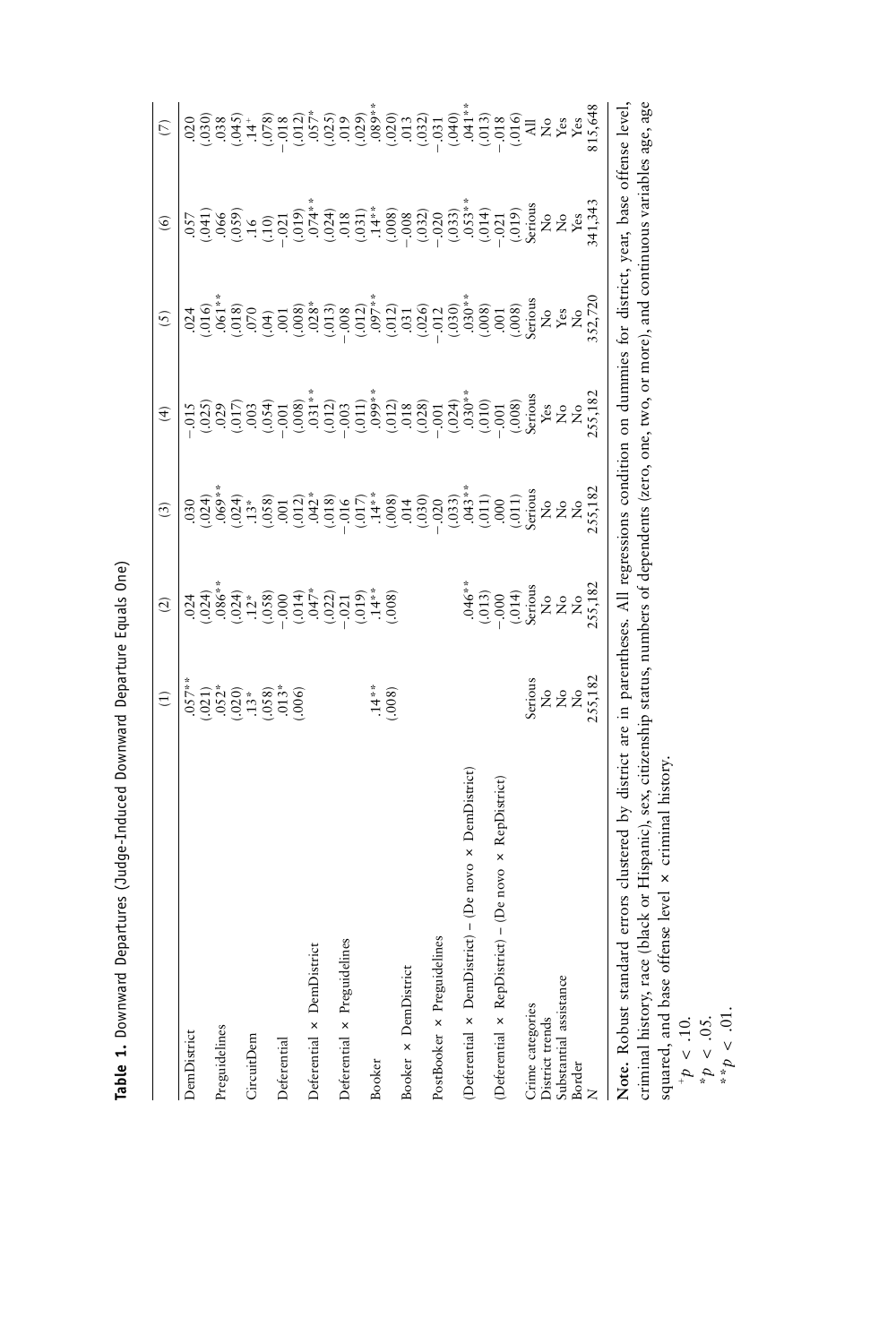**Table 1.** Downward Departures (Judge-Induced Downward Departure Equals One)

| | (1) | (2) | (3) | (4) | (5) | (6) | (7) |
|---|---|---|---|---|---|---|---|
| DemDistrict | .057** | .024 | .030 | −.015 | .024 | .057 | .020 |
| | (.021) | (.024) | (.024) | (.025) | (.016) | (.041) | (.030) |
| Preguidelines | .052* | .086** | .069** | .029 | .061** | .066 | .038 |
| | (.020) | (.024) | (.024) | (.017) | (.018) | (.059) | (.045) |
| CircuitDem | .13* | .12* | .13* | .003 | .070 | .16 | .14+ |
| | (.058) | (.058) | (.058) | (.054) | (.04) | (.10) | (.078) |
| Deferential | .013* | −.000 | .001 | −.001 | .001 | −.021 | −.018 |
| | (.006) | (.014) | (.012) | (.008) | (.008) | (.019) | (.012) |
| Deferential × DemDistrict | | .047* | .042* | .031** | .028* | .074** | .057* |
| | | (.022) | (.018) | (.012) | (.013) | (.024) | (.025) |
| Deferential × Preguidelines | | −.021 | −.016 | −.003 | −.008 | .018 | .019 |
| | | (.019) | (.017) | (.011) | (.012) | (.031) | (.029) |
| Booker | .14** | .14** | .14** | .099** | .097** | .14** | .089** |
| | (.008) | (.008) | (.008) | (.012) | (.012) | (.008) | (.020) |
| Booker × DemDistrict | | | .014 | .018 | .031 | −.008 | .013 |
| | | | (.030) | (.028) | (.026) | (.032) | (.032) |
| PostBooker × Preguidelines | | | −.020 | −.001 | −.012 | −.020 | −.031 |
| | | | (.033) | (.024) | (.030) | (.033) | (.040) |
| (Deferential × DemDistrict) − (De novo × DemDistrict) | | .046** | .043** | .030** | .030** | .053** | .041** |
| | | (.013) | (.011) | (.010) | (.008) | (.014) | (.013) |
| (Deferential × RepDistrict) − (De novo × RepDistrict) | | −.000 | .000 | −.001 | .001 | −.021 | −.018 |
| | | (.014) | (.011) | (.008) | (.008) | (.019) | (.016) |
| Crime categories | Serious | Serious | Serious | Serious | Serious | Serious | All |
| District trends | No | No | No | Yes | No | No | No |
| Substantial assistance | No | No | No | No | Yes | No | Yes |
| Border | No | No | No | No | No | Yes | Yes |
| N | 255,182 | 255,182 | 255,182 | 255,182 | 352,720 | 341,343 | 815,648 |

**Note.** Robust standard errors clustered by district are in parentheses. All regressions condition on dummies for district, year, base offense level, criminal history, race (black or Hispanic), sex, citizenship status, numbers of dependents (zero, one, two, or more), and continuous variables age, age squared, and base offense level × criminal history.

+ $p < .10$.

* $p < .05$.

** $p < .01$.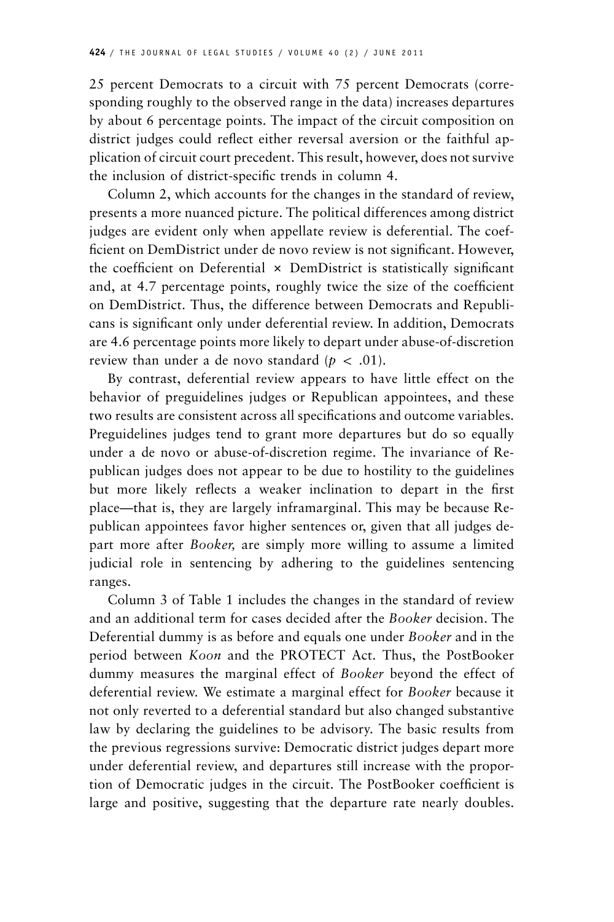25 percent Democrats to a circuit with 75 percent Democrats (corresponding roughly to the observed range in the data) increases departures by about 6 percentage points. The impact of the circuit composition on district judges could reflect either reversal aversion or the faithful application of circuit court precedent. This result, however, does not survive the inclusion of district-specific trends in column 4.

Column 2, which accounts for the changes in the standard of review, presents a more nuanced picture. The political differences among district judges are evident only when appellate review is deferential. The coefficient on DemDistrict under de novo review is not significant. However, the coefficient on Deferential × DemDistrict is statistically significant and, at 4.7 percentage points, roughly twice the size of the coefficient on DemDistrict. Thus, the difference between Democrats and Republicans is significant only under deferential review. In addition, Democrats are 4.6 percentage points more likely to depart under abuse-of-discretion review than under a de novo standard ($p < .01$).

By contrast, deferential review appears to have little effect on the behavior of preguidelines judges or Republican appointees, and these two results are consistent across all specifications and outcome variables. Preguidelines judges tend to grant more departures but do so equally under a de novo or abuse-of-discretion regime. The invariance of Republican judges does not appear to be due to hostility to the guidelines but more likely reflects a weaker inclination to depart in the first place—that is, they are largely inframarginal. This may be because Republican appointees favor higher sentences or, given that all judges depart more after *Booker,* are simply more willing to assume a limited judicial role in sentencing by adhering to the guidelines sentencing ranges.

Column 3 of Table 1 includes the changes in the standard of review and an additional term for cases decided after the *Booker* decision. The Deferential dummy is as before and equals one under *Booker* and in the period between *Koon* and the PROTECT Act. Thus, the PostBooker dummy measures the marginal effect of *Booker* beyond the effect of deferential review. We estimate a marginal effect for *Booker* because it not only reverted to a deferential standard but also changed substantive law by declaring the guidelines to be advisory. The basic results from the previous regressions survive: Democratic district judges depart more under deferential review, and departures still increase with the proportion of Democratic judges in the circuit. The PostBooker coefficient is large and positive, suggesting that the departure rate nearly doubles.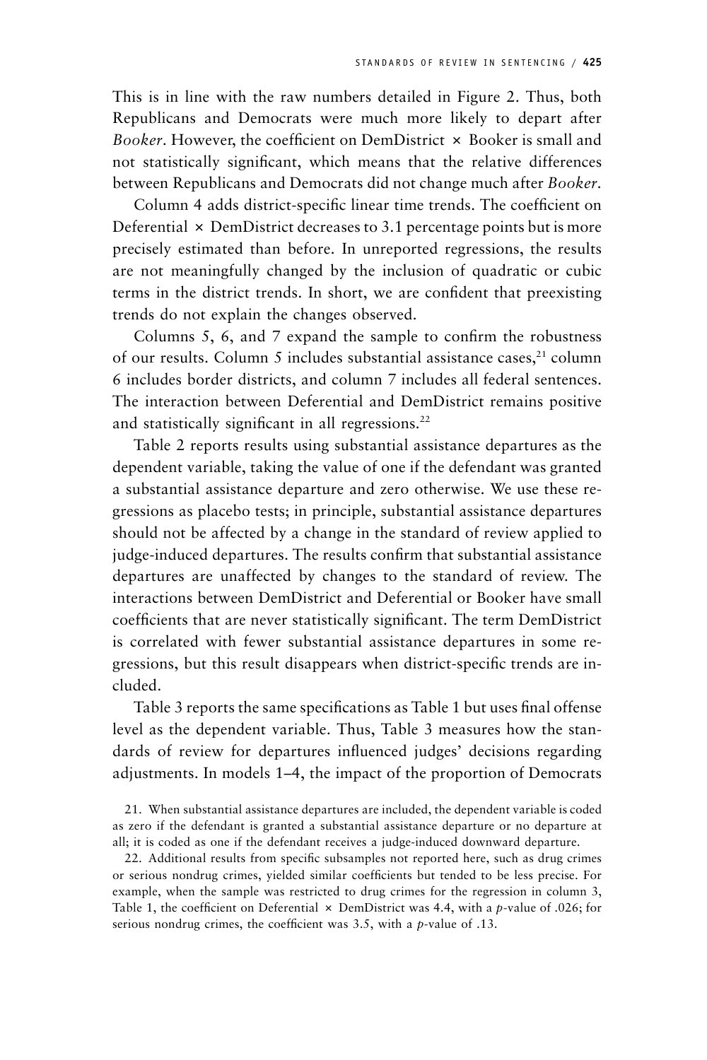This is in line with the raw numbers detailed in Figure 2. Thus, both Republicans and Democrats were much more likely to depart after *Booker*. However, the coefficient on DemDistrict × Booker is small and not statistically significant, which means that the relative differences between Republicans and Democrats did not change much after *Booker*.

Column 4 adds district-specific linear time trends. The coefficient on Deferential × DemDistrict decreases to 3.1 percentage points but is more precisely estimated than before. In unreported regressions, the results are not meaningfully changed by the inclusion of quadratic or cubic terms in the district trends. In short, we are confident that preexisting trends do not explain the changes observed.

Columns 5, 6, and 7 expand the sample to confirm the robustness of our results. Column 5 includes substantial assistance cases,[21] column 6 includes border districts, and column 7 includes all federal sentences. The interaction between Deferential and DemDistrict remains positive and statistically significant in all regressions.[22]

Table 2 reports results using substantial assistance departures as the dependent variable, taking the value of one if the defendant was granted a substantial assistance departure and zero otherwise. We use these regressions as placebo tests; in principle, substantial assistance departures should not be affected by a change in the standard of review applied to judge-induced departures. The results confirm that substantial assistance departures are unaffected by changes to the standard of review. The interactions between DemDistrict and Deferential or Booker have small coefficients that are never statistically significant. The term DemDistrict is correlated with fewer substantial assistance departures in some regressions, but this result disappears when district-specific trends are included.

Table 3 reports the same specifications as Table 1 but uses final offense level as the dependent variable. Thus, Table 3 measures how the standards of review for departures influenced judges' decisions regarding adjustments. In models 1–4, the impact of the proportion of Democrats

21. When substantial assistance departures are included, the dependent variable is coded as zero if the defendant is granted a substantial assistance departure or no departure at all; it is coded as one if the defendant receives a judge-induced downward departure.

22. Additional results from specific subsamples not reported here, such as drug crimes or serious nondrug crimes, yielded similar coefficients but tended to be less precise. For example, when the sample was restricted to drug crimes for the regression in column 3, Table 1, the coefficient on Deferential × DemDistrict was 4.4, with a $p$-value of .026; for serious nondrug crimes, the coefficient was 3.5, with a $p$-value of .13.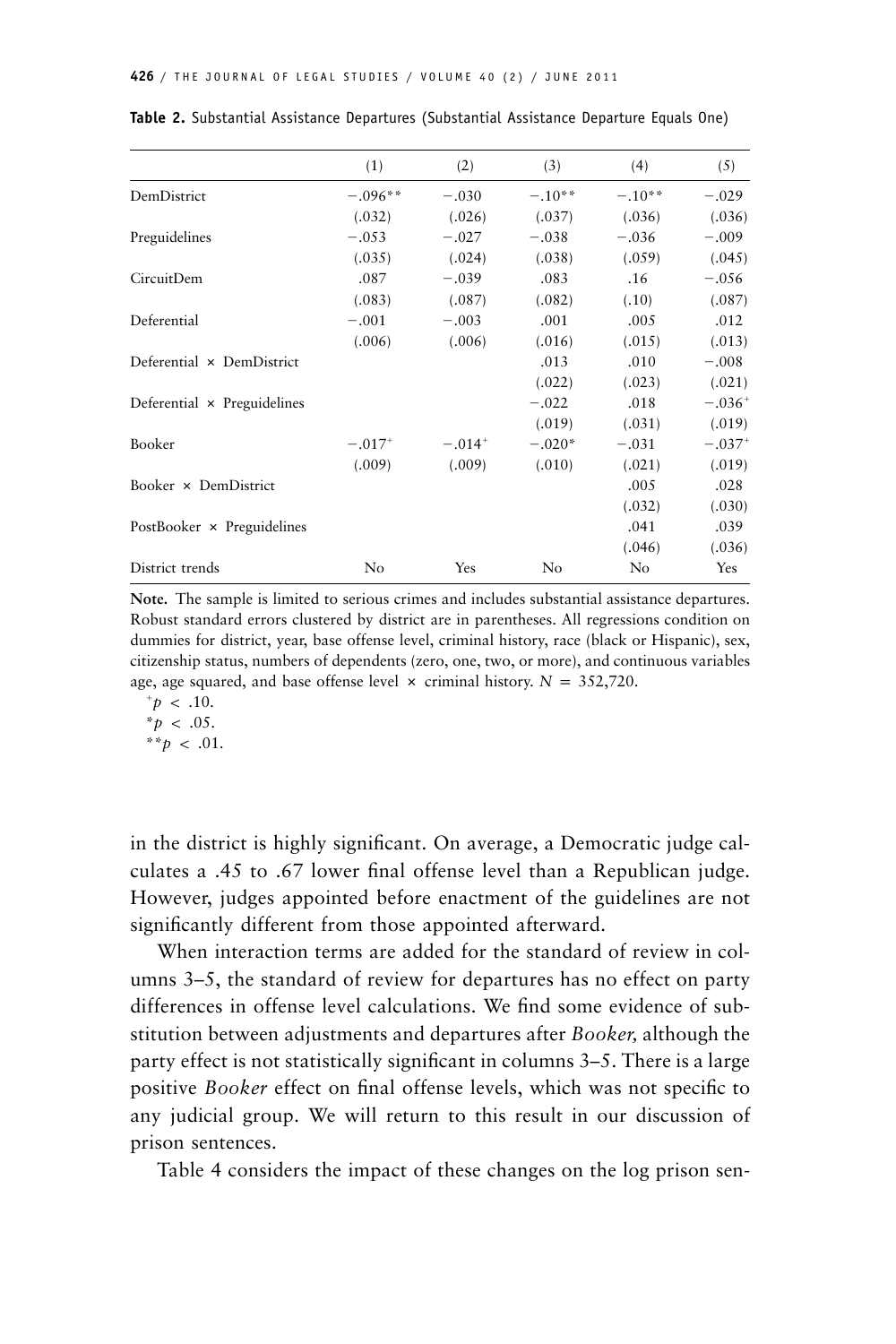**Table 2.** Substantial Assistance Departures (Substantial Assistance Departure Equals One)

| | (1) | (2) | (3) | (4) | (5) |
|---|---|---|---|---|---|
| DemDistrict | −.096** | −.030 | −.10** | −.10** | −.029 |
| | (.032) | (.026) | (.037) | (.036) | (.036) |
| Preguidelines | −.053 | −.027 | −.038 | −.036 | −.009 |
| | (.035) | (.024) | (.038) | (.059) | (.045) |
| CircuitDem | .087 | −.039 | .083 | .16 | −.056 |
| | (.083) | (.087) | (.082) | (.10) | (.087) |
| Deferential | −.001 | −.003 | .001 | .005 | .012 |
| | (.006) | (.006) | (.016) | (.015) | (.013) |
| Deferential × DemDistrict | | | .013 | .010 | −.008 |
| | | | (.022) | (.023) | (.021) |
| Deferential × Preguidelines | | | −.022 | .018 | −.036+ |
| | | | (.019) | (.031) | (.019) |
| Booker | −.017+ | −.014+ | −.020* | −.031 | −.037+ |
| | (.009) | (.009) | (.010) | (.021) | (.019) |
| Booker × DemDistrict | | | | .005 | .028 |
| | | | | (.032) | (.030) |
| PostBooker × Preguidelines | | | | .041 | .039 |
| | | | | (.046) | (.036) |
| District trends | No | Yes | No | No | Yes |

**Note.** The sample is limited to serious crimes and includes substantial assistance departures. Robust standard errors clustered by district are in parentheses. All regressions condition on dummies for district, year, base offense level, criminal history, race (black or Hispanic), sex, citizenship status, numbers of dependents (zero, one, two, or more), and continuous variables age, age squared, and base offense level × criminal history. $N = 352{,}720$.

+ $p < .10$.
\* $p < .05$.
\*\* $p < .01$.

in the district is highly significant. On average, a Democratic judge calculates a .45 to .67 lower final offense level than a Republican judge. However, judges appointed before enactment of the guidelines are not significantly different from those appointed afterward.

When interaction terms are added for the standard of review in columns 3–5, the standard of review for departures has no effect on party differences in offense level calculations. We find some evidence of substitution between adjustments and departures after *Booker,* although the party effect is not statistically significant in columns 3–5. There is a large positive *Booker* effect on final offense levels, which was not specific to any judicial group. We will return to this result in our discussion of prison sentences.

Table 4 considers the impact of these changes on the log prison sen-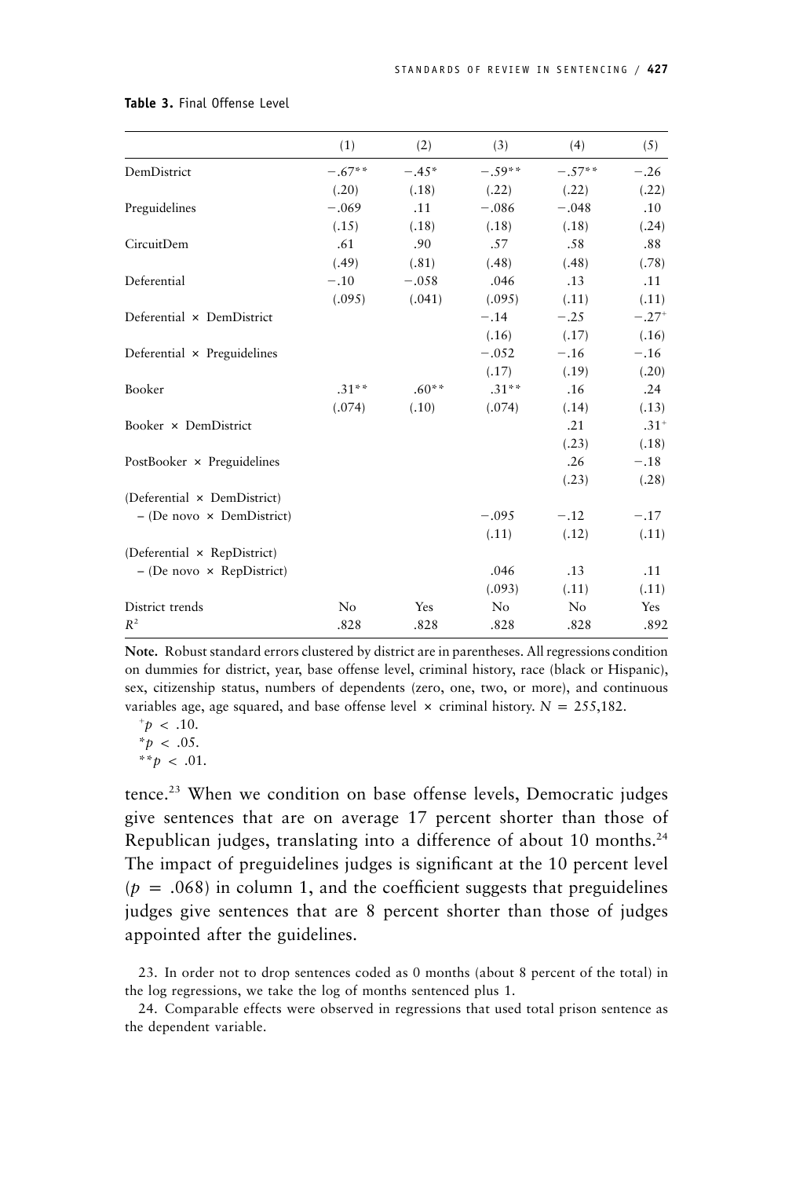**Table 3.** Final Offense Level

| | (1) | (2) | (3) | (4) | (5) |
|---|---|---|---|---|---|
| DemDistrict | −.67** | −.45* | −.59** | −.57** | −.26 |
| | (.20) | (.18) | (.22) | (.22) | (.22) |
| Preguidelines | −.069 | .11 | −.086 | −.048 | .10 |
| | (.15) | (.18) | (.18) | (.18) | (.24) |
| CircuitDem | .61 | .90 | .57 | .58 | .88 |
| | (.49) | (.81) | (.48) | (.48) | (.78) |
| Deferential | −.10 | −.058 | .046 | .13 | .11 |
| | (.095) | (.041) | (.095) | (.11) | (.11) |
| Deferential × DemDistrict | | | −.14 | −.25 | −.27+ |
| | | | (.16) | (.17) | (.16) |
| Deferential × Preguidelines | | | −.052 | −.16 | −.16 |
| | | | (.17) | (.19) | (.20) |
| Booker | .31** | .60** | .31** | .16 | .24 |
| | (.074) | (.10) | (.074) | (.14) | (.13) |
| Booker × DemDistrict | | | | .21 | .31+ |
| | | | | (.23) | (.18) |
| PostBooker × Preguidelines | | | | .26 | −.18 |
| | | | | (.23) | (.28) |
| (Deferential × DemDistrict) − (De novo × DemDistrict) | | | −.095 | −.12 | −.17 |
| | | | (.11) | (.12) | (.11) |
| (Deferential × RepDistrict) − (De novo × RepDistrict) | | | .046 | .13 | .11 |
| | | | (.093) | (.11) | (.11) |
| District trends | No | Yes | No | No | Yes |
| $R^2$ | .828 | .828 | .828 | .828 | .892 |

**Note.** Robust standard errors clustered by district are in parentheses. All regressions condition on dummies for district, year, base offense level, criminal history, race (black or Hispanic), sex, citizenship status, numbers of dependents (zero, one, two, or more), and continuous variables age, age squared, and base offense level × criminal history. $N = 255{,}182$.

$^{+}p < .10$.

$^{*}p < .05$.

$^{**}p < .01$.

tence.[23] When we condition on base offense levels, Democratic judges give sentences that are on average 17 percent shorter than those of Republican judges, translating into a difference of about 10 months.[24] The impact of preguidelines judges is significant at the 10 percent level ($p = .068$) in column 1, and the coefficient suggests that preguidelines judges give sentences that are 8 percent shorter than those of judges appointed after the guidelines.

23. In order not to drop sentences coded as 0 months (about 8 percent of the total) in the log regressions, we take the log of months sentenced plus 1.

24. Comparable effects were observed in regressions that used total prison sentence as the dependent variable.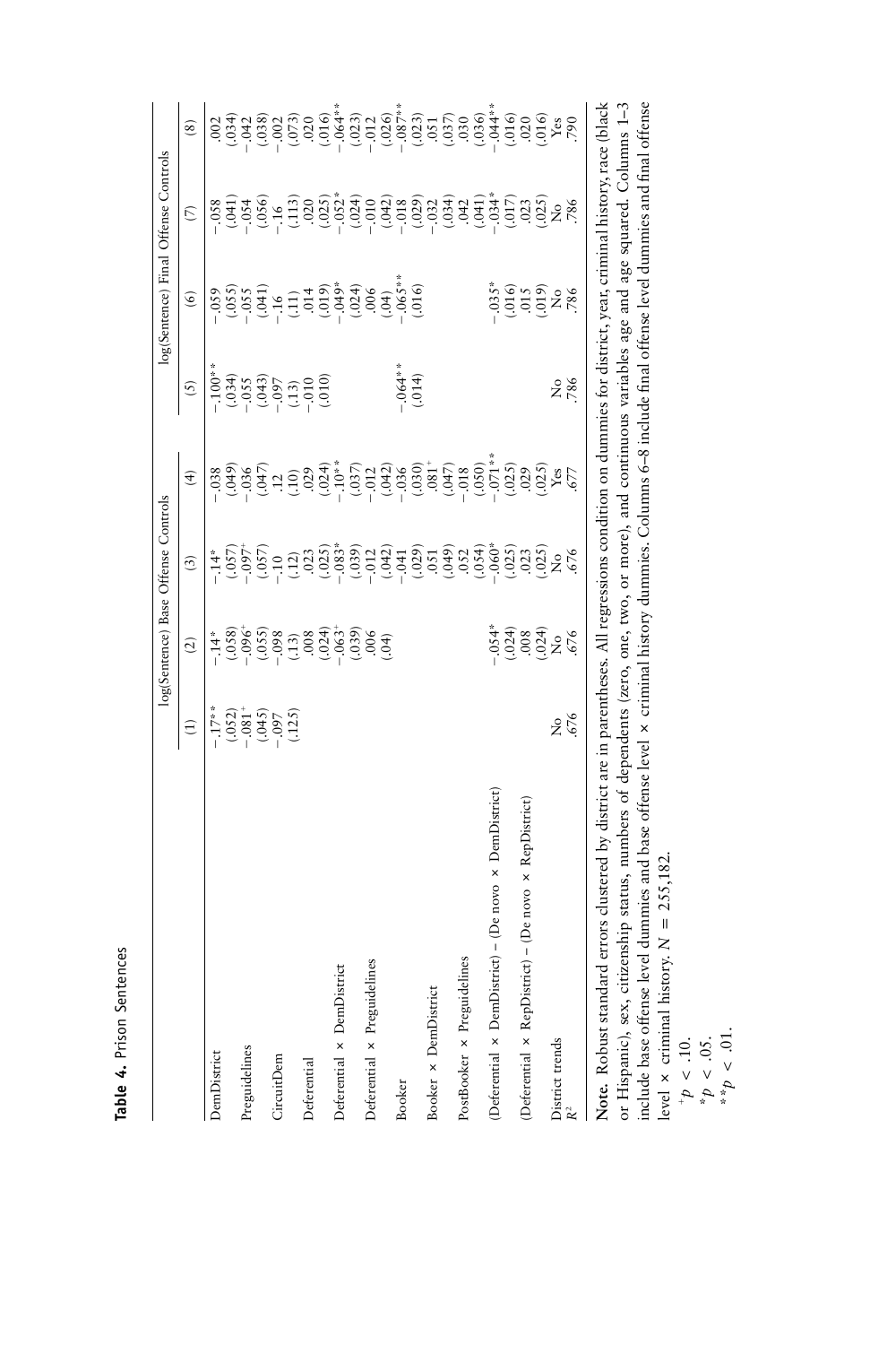**Table 4.** Prison Sentences

| | log(Sentence) Base Offense Controls | | | | log(Sentence) Final Offense Controls | | | |
|---|---|---|---|---|---|---|---|---|
| | (1) | (2) | (3) | (4) | (5) | (6) | (7) | (8) |
| DemDistrict | −.17** | −.14* | −.14* | −.038 | −.100** | −.059 | −.058 | .002 |
| | (.052) | (.058) | (.057) | (.049) | (.034) | (.055) | (.041) | (.034) |
| Preguidelines | −.081+ | −.096+ | −.097+ | −.036 | −.055 | −.055 | −.054 | −.042 |
| | (.045) | (.055) | (.057) | (.047) | (.043) | (.041) | (.056) | (.038) |
| CircuitDem | −.097 | −.098 | −.10 | .12 | −.097 | −.16 | −.16 | −.002 |
| | (.125) | (.13) | (.12) | (.10) | (.13) | (.11) | (.113) | (.073) |
| Deferential | | .008 | .023 | .029 | −.010 | .014 | .020 | .020 |
| | | (.024) | (.025) | (.024) | (.010) | (.019) | (.025) | (.016) |
| Deferential × DemDistrict | | −.063+ | −.083* | −.10** | | −.049* | −.052* | −.064** |
| | | (.039) | (.039) | (.037) | | (.024) | (.024) | (.023) |
| Deferential × Preguidelines | | .006 | −.012 | −.012 | | .006 | −.010 | −.012 |
| | | (.04) | (.042) | (.042) | | (.04) | (.042) | (.026) |
| Booker | | | −.041 | −.036 | −.064** | −.065** | −.018 | −.087** |
| | | | (.029) | (.030) | (.014) | (.016) | (.029) | (.023) |
| Booker × DemDistrict | | | .051 | .081+ | | | −.032 | .051 |
| | | | (.049) | (.047) | | | (.034) | (.037) |
| PostBooker × Preguidelines | | | .052 | −.018 | | | .042 | .030 |
| | | | (.054) | (.050) | | | (.041) | (.036) |
| (Deferential × DemDistrict) – (De novo × DemDistrict) | | −.054* | −.060* | −.071** | | −.035* | −.034* | −.044** |
| | | (.024) | (.025) | (.025) | | (.016) | (.017) | (.016) |
| (Deferential × RepDistrict) – (De novo × RepDistrict) | | .008 | .023 | .029 | | .015 | .023 | .020 |
| | | (.024) | (.025) | (.025) | | (.019) | (.025) | (.016) |
| District trends | No | No | No | Yes | No | No | No | Yes |
| $R^2$ | .676 | .676 | .676 | .677 | .786 | .786 | .786 | .790 |

**Note.** Robust standard errors clustered by district are in parentheses. All regressions condition on dummies for district, year, criminal history, race (black or Hispanic), sex, citizenship status, numbers of dependents (zero, one, two, or more), and continuous variables age and age squared. Columns 1–3 include base offense level dummies and base offense level × criminal history dummies. Columns 6–8 include final offense level dummies and final offense level × criminal history. $N = 255{,}182$.

+ $p < .10$.
\* $p < .05$.
\*\* $p < .01$.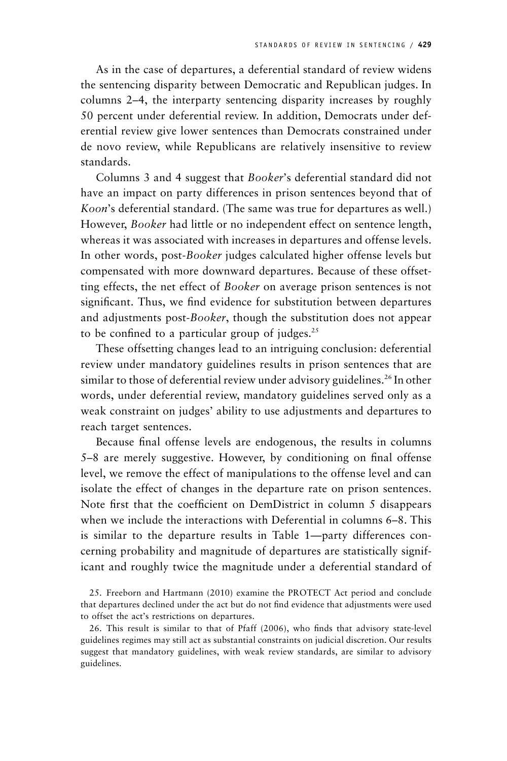As in the case of departures, a deferential standard of review widens the sentencing disparity between Democratic and Republican judges. In columns 2–4, the interparty sentencing disparity increases by roughly 50 percent under deferential review. In addition, Democrats under deferential review give lower sentences than Democrats constrained under de novo review, while Republicans are relatively insensitive to review standards.

Columns 3 and 4 suggest that *Booker*'s deferential standard did not have an impact on party differences in prison sentences beyond that of *Koon*'s deferential standard. (The same was true for departures as well.) However, *Booker* had little or no independent effect on sentence length, whereas it was associated with increases in departures and offense levels. In other words, post-*Booker* judges calculated higher offense levels but compensated with more downward departures. Because of these offsetting effects, the net effect of *Booker* on average prison sentences is not significant. Thus, we find evidence for substitution between departures and adjustments post-*Booker*, though the substitution does not appear to be confined to a particular group of judges.[25]

These offsetting changes lead to an intriguing conclusion: deferential review under mandatory guidelines results in prison sentences that are similar to those of deferential review under advisory guidelines.[26] In other words, under deferential review, mandatory guidelines served only as a weak constraint on judges' ability to use adjustments and departures to reach target sentences.

Because final offense levels are endogenous, the results in columns 5–8 are merely suggestive. However, by conditioning on final offense level, we remove the effect of manipulations to the offense level and can isolate the effect of changes in the departure rate on prison sentences. Note first that the coefficient on DemDistrict in column 5 disappears when we include the interactions with Deferential in columns 6–8. This is similar to the departure results in Table 1—party differences concerning probability and magnitude of departures are statistically significant and roughly twice the magnitude under a deferential standard of

25. Freeborn and Hartmann (2010) examine the PROTECT Act period and conclude that departures declined under the act but do not find evidence that adjustments were used to offset the act's restrictions on departures.

26. This result is similar to that of Pfaff (2006), who finds that advisory state-level guidelines regimes may still act as substantial constraints on judicial discretion. Our results suggest that mandatory guidelines, with weak review standards, are similar to advisory guidelines.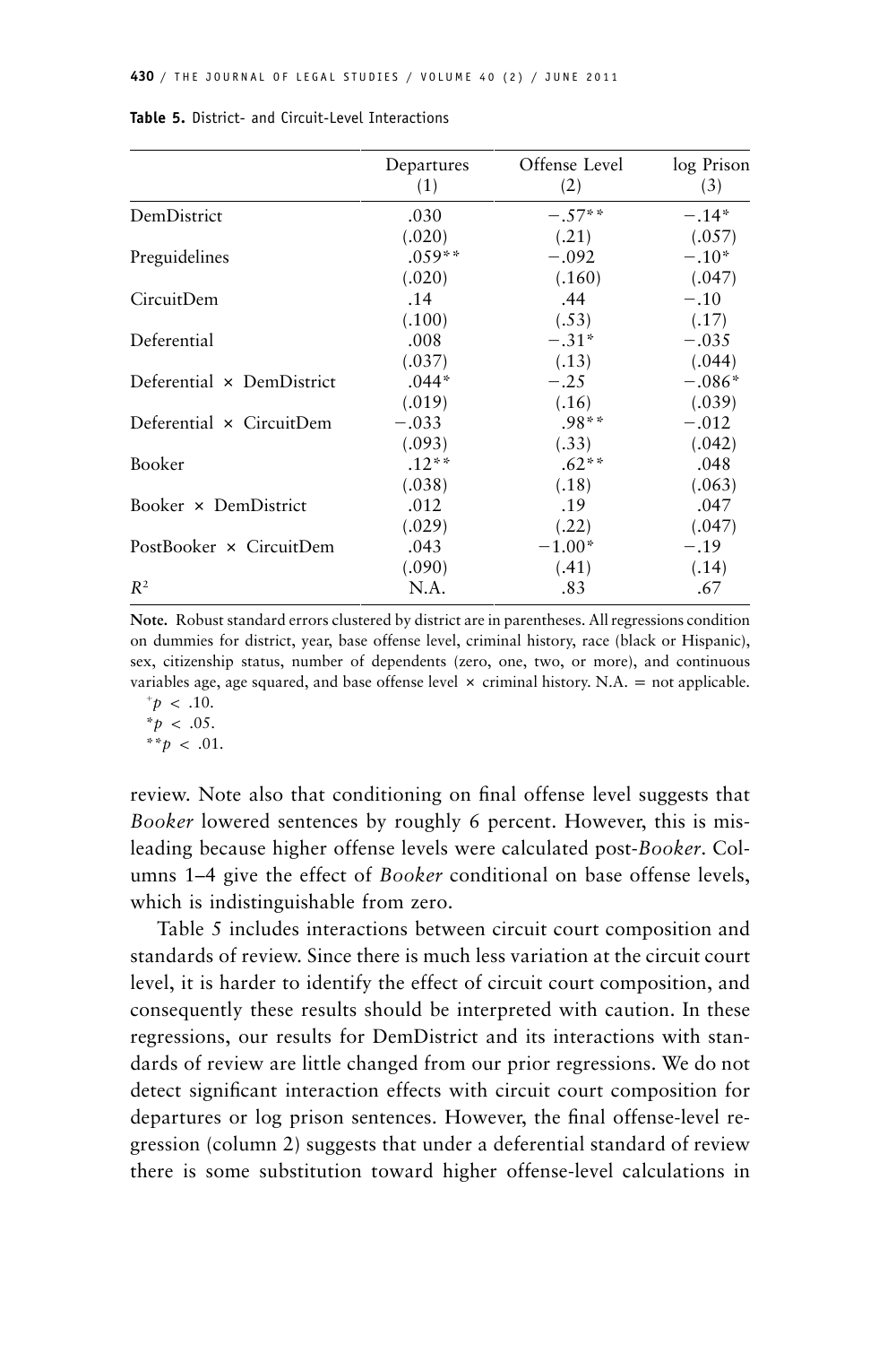**Table 5.** District- and Circuit-Level Interactions

| | Departures (1) | Offense Level (2) | log Prison (3) |
|---|---|---|---|
| DemDistrict | .030 | −.57** | −.14* |
| | (.020) | (.21) | (.057) |
| Preguidelines | .059** | −.092 | −.10* |
| | (.020) | (.160) | (.047) |
| CircuitDem | .14 | .44 | −.10 |
| | (.100) | (.53) | (.17) |
| Deferential | .008 | −.31* | −.035 |
| | (.037) | (.13) | (.044) |
| Deferential × DemDistrict | .044* | −.25 | −.086* |
| | (.019) | (.16) | (.039) |
| Deferential × CircuitDem | −.033 | .98** | −.012 |
| | (.093) | (.33) | (.042) |
| Booker | .12** | .62** | .048 |
| | (.038) | (.18) | (.063) |
| Booker × DemDistrict | .012 | .19 | .047 |
| | (.029) | (.22) | (.047) |
| PostBooker × CircuitDem | .043 | −1.00* | −.19 |
| | (.090) | (.41) | (.14) |
| $R^2$ | N.A. | .83 | .67 |

**Note.** Robust standard errors clustered by district are in parentheses. All regressions condition on dummies for district, year, base offense level, criminal history, race (black or Hispanic), sex, citizenship status, number of dependents (zero, one, two, or more), and continuous variables age, age squared, and base offense level × criminal history. N.A. = not applicable.

$^{+}p < .10$.

$^{*}p < .05$.

$^{**}p < .01$.

review. Note also that conditioning on final offense level suggests that *Booker* lowered sentences by roughly 6 percent. However, this is misleading because higher offense levels were calculated post-*Booker*. Columns 1–4 give the effect of *Booker* conditional on base offense levels, which is indistinguishable from zero.

Table 5 includes interactions between circuit court composition and standards of review. Since there is much less variation at the circuit court level, it is harder to identify the effect of circuit court composition, and consequently these results should be interpreted with caution. In these regressions, our results for DemDistrict and its interactions with standards of review are little changed from our prior regressions. We do not detect significant interaction effects with circuit court composition for departures or log prison sentences. However, the final offense-level regression (column 2) suggests that under a deferential standard of review there is some substitution toward higher offense-level calculations in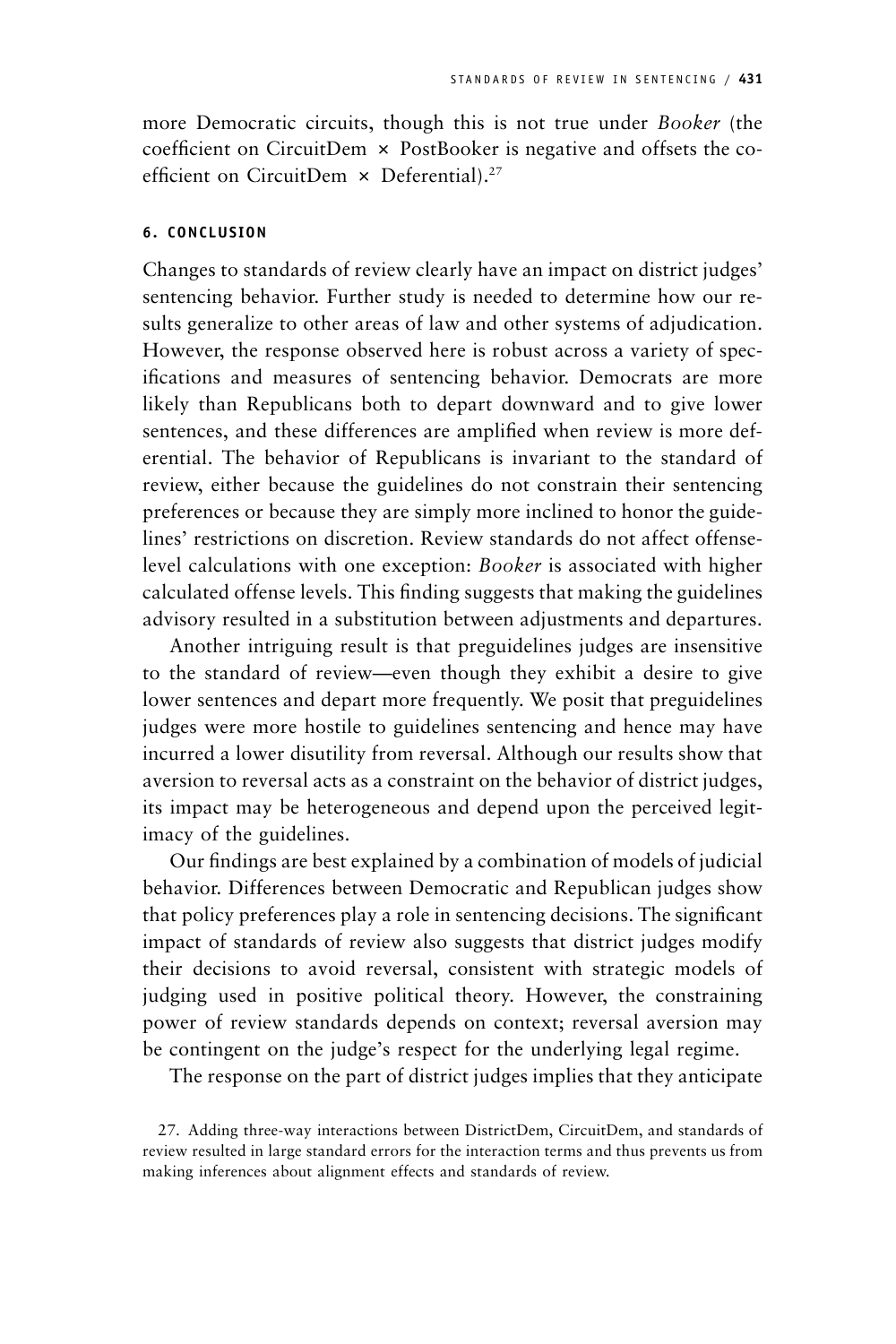more Democratic circuits, though this is not true under *Booker* (the coefficient on CircuitDem × PostBooker is negative and offsets the coefficient on CircuitDem × Deferential).[27]

## 6. CONCLUSION

Changes to standards of review clearly have an impact on district judges' sentencing behavior. Further study is needed to determine how our results generalize to other areas of law and other systems of adjudication. However, the response observed here is robust across a variety of specifications and measures of sentencing behavior. Democrats are more likely than Republicans both to depart downward and to give lower sentences, and these differences are amplified when review is more deferential. The behavior of Republicans is invariant to the standard of review, either because the guidelines do not constrain their sentencing preferences or because they are simply more inclined to honor the guidelines' restrictions on discretion. Review standards do not affect offense-level calculations with one exception: *Booker* is associated with higher calculated offense levels. This finding suggests that making the guidelines advisory resulted in a substitution between adjustments and departures.

Another intriguing result is that preguidelines judges are insensitive to the standard of review—even though they exhibit a desire to give lower sentences and depart more frequently. We posit that preguidelines judges were more hostile to guidelines sentencing and hence may have incurred a lower disutility from reversal. Although our results show that aversion to reversal acts as a constraint on the behavior of district judges, its impact may be heterogeneous and depend upon the perceived legitimacy of the guidelines.

Our findings are best explained by a combination of models of judicial behavior. Differences between Democratic and Republican judges show that policy preferences play a role in sentencing decisions. The significant impact of standards of review also suggests that district judges modify their decisions to avoid reversal, consistent with strategic models of judging used in positive political theory. However, the constraining power of review standards depends on context; reversal aversion may be contingent on the judge's respect for the underlying legal regime.

The response on the part of district judges implies that they anticipate

27. Adding three-way interactions between DistrictDem, CircuitDem, and standards of review resulted in large standard errors for the interaction terms and thus prevents us from making inferences about alignment effects and standards of review.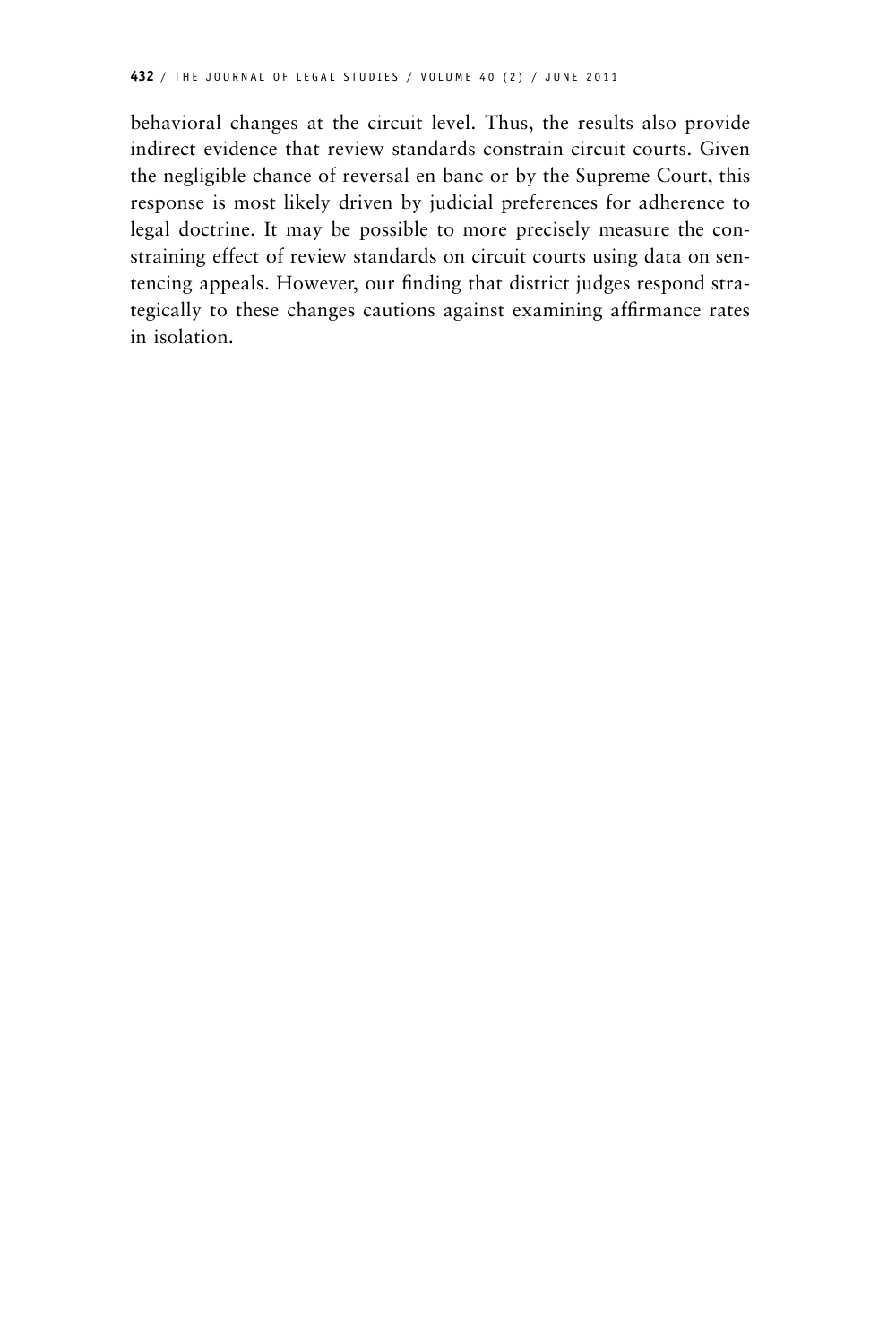behavioral changes at the circuit level. Thus, the results also provide indirect evidence that review standards constrain circuit courts. Given the negligible chance of reversal en banc or by the Supreme Court, this response is most likely driven by judicial preferences for adherence to legal doctrine. It may be possible to more precisely measure the constraining effect of review standards on circuit courts using data on sentencing appeals. However, our finding that district judges respond strategically to these changes cautions against examining affirmance rates in isolation.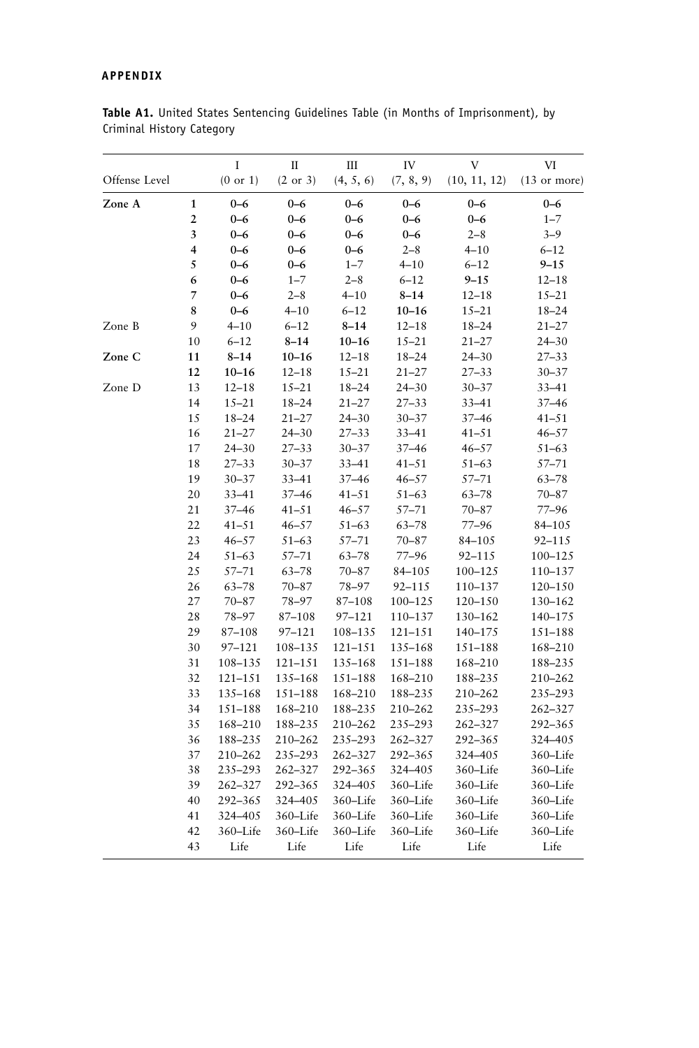**APPENDIX**

**Table A1.** United States Sentencing Guidelines Table (in Months of Imprisonment), by Criminal History Category

| Offense Level | | I (0 or 1) | II (2 or 3) | III (4, 5, 6) | IV (7, 8, 9) | V (10, 11, 12) | VI (13 or more) |
|---|---|---|---|---|---|---|---|
| **Zone A** | **1** | **0–6** | **0–6** | **0–6** | **0–6** | **0–6** | **0–6** |
| | **2** | **0–6** | **0–6** | **0–6** | **0–6** | **0–6** | 1–7 |
| | **3** | **0–6** | **0–6** | **0–6** | **0–6** | 2–8 | 3–9 |
| | **4** | **0–6** | **0–6** | **0–6** | 2–8 | 4–10 | 6–12 |
| | **5** | **0–6** | **0–6** | 1–7 | 4–10 | 6–12 | **9–15** |
| | **6** | **0–6** | 1–7 | 2–8 | 6–12 | **9–15** | 12–18 |
| | **7** | **0–6** | 2–8 | 4–10 | **8–14** | 12–18 | 15–21 |
| | **8** | **0–6** | 4–10 | 6–12 | **10–16** | 15–21 | 18–24 |
| Zone B | 9 | 4–10 | 6–12 | **8–14** | 12–18 | 18–24 | 21–27 |
| | 10 | 6–12 | **8–14** | **10–16** | 15–21 | 21–27 | 24–30 |
| **Zone C** | **11** | **8–14** | **10–16** | 12–18 | 18–24 | 24–30 | 27–33 |
| | **12** | **10–16** | 12–18 | 15–21 | 21–27 | 27–33 | 30–37 |
| Zone D | 13 | 12–18 | 15–21 | 18–24 | 24–30 | 30–37 | 33–41 |
| | 14 | 15–21 | 18–24 | 21–27 | 27–33 | 33–41 | 37–46 |
| | 15 | 18–24 | 21–27 | 24–30 | 30–37 | 37–46 | 41–51 |
| | 16 | 21–27 | 24–30 | 27–33 | 33–41 | 41–51 | 46–57 |
| | 17 | 24–30 | 27–33 | 30–37 | 37–46 | 46–57 | 51–63 |
| | 18 | 27–33 | 30–37 | 33–41 | 41–51 | 51–63 | 57–71 |
| | 19 | 30–37 | 33–41 | 37–46 | 46–57 | 57–71 | 63–78 |
| | 20 | 33–41 | 37–46 | 41–51 | 51–63 | 63–78 | 70–87 |
| | 21 | 37–46 | 41–51 | 46–57 | 57–71 | 70–87 | 77–96 |
| | 22 | 41–51 | 46–57 | 51–63 | 63–78 | 77–96 | 84–105 |
| | 23 | 46–57 | 51–63 | 57–71 | 70–87 | 84–105 | 92–115 |
| | 24 | 51–63 | 57–71 | 63–78 | 77–96 | 92–115 | 100–125 |
| | 25 | 57–71 | 63–78 | 70–87 | 84–105 | 100–125 | 110–137 |
| | 26 | 63–78 | 70–87 | 78–97 | 92–115 | 110–137 | 120–150 |
| | 27 | 70–87 | 78–97 | 87–108 | 100–125 | 120–150 | 130–162 |
| | 28 | 78–97 | 87–108 | 97–121 | 110–137 | 130–162 | 140–175 |
| | 29 | 87–108 | 97–121 | 108–135 | 121–151 | 140–175 | 151–188 |
| | 30 | 97–121 | 108–135 | 121–151 | 135–168 | 151–188 | 168–210 |
| | 31 | 108–135 | 121–151 | 135–168 | 151–188 | 168–210 | 188–235 |
| | 32 | 121–151 | 135–168 | 151–188 | 168–210 | 188–235 | 210–262 |
| | 33 | 135–168 | 151–188 | 168–210 | 188–235 | 210–262 | 235–293 |
| | 34 | 151–188 | 168–210 | 188–235 | 210–262 | 235–293 | 262–327 |
| | 35 | 168–210 | 188–235 | 210–262 | 235–293 | 262–327 | 292–365 |
| | 36 | 188–235 | 210–262 | 235–293 | 262–327 | 292–365 | 324–405 |
| | 37 | 210–262 | 235–293 | 262–327 | 292–365 | 324–405 | 360–Life |
| | 38 | 235–293 | 262–327 | 292–365 | 324–405 | 360–Life | 360–Life |
| | 39 | 262–327 | 292–365 | 324–405 | 360–Life | 360–Life | 360–Life |
| | 40 | 292–365 | 324–405 | 360–Life | 360–Life | 360–Life | 360–Life |
| | 41 | 324–405 | 360–Life | 360–Life | 360–Life | 360–Life | 360–Life |
| | 42 | 360–Life | 360–Life | 360–Life | 360–Life | 360–Life | 360–Life |
| | 43 | Life | Life | Life | Life | Life | Life |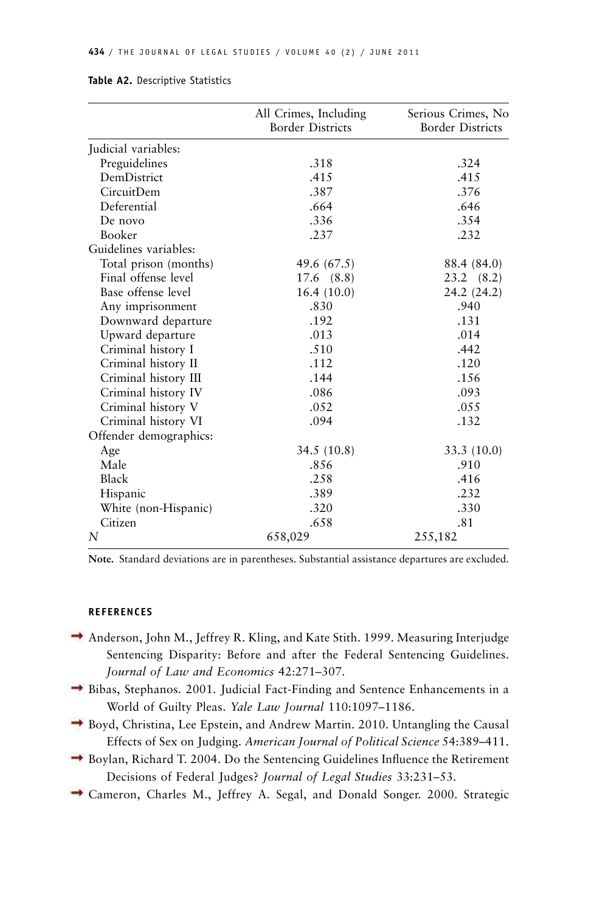**Table A2.** Descriptive Statistics

| | All Crimes, Including Border Districts | Serious Crimes, No Border Districts |
|---|---|---|
| Judicial variables: | | |
| Preguidelines | .318 | .324 |
| DemDistrict | .415 | .415 |
| CircuitDem | .387 | .376 |
| Deferential | .664 | .646 |
| De novo | .336 | .354 |
| Booker | .237 | .232 |
| Guidelines variables: | | |
| Total prison (months) | 49.6 (67.5) | 88.4 (84.0) |
| Final offense level | 17.6 (8.8) | 23.2 (8.2) |
| Base offense level | 16.4 (10.0) | 24.2 (24.2) |
| Any imprisonment | .830 | .940 |
| Downward departure | .192 | .131 |
| Upward departure | .013 | .014 |
| Criminal history I | .510 | .442 |
| Criminal history II | .112 | .120 |
| Criminal history III | .144 | .156 |
| Criminal history IV | .086 | .093 |
| Criminal history V | .052 | .055 |
| Criminal history VI | .094 | .132 |
| Offender demographics: | | |
| Age | 34.5 (10.8) | 33.3 (10.0) |
| Male | .856 | .910 |
| Black | .258 | .416 |
| Hispanic | .389 | .232 |
| White (non-Hispanic) | .320 | .330 |
| Citizen | .658 | .81 |
| *N* | 658,029 | 255,182 |

**Note.** Standard deviations are in parentheses. Substantial assistance departures are excluded.

## REFERENCES

Anderson, John M., Jeffrey R. Kling, and Kate Stith. 1999. Measuring Interjudge Sentencing Disparity: Before and after the Federal Sentencing Guidelines. *Journal of Law and Economics* 42:271–307.

Bibas, Stephanos. 2001. Judicial Fact-Finding and Sentence Enhancements in a World of Guilty Pleas. *Yale Law Journal* 110:1097–1186.

Boyd, Christina, Lee Epstein, and Andrew Martin. 2010. Untangling the Causal Effects of Sex on Judging. *American Journal of Political Science* 54:389–411.

Boylan, Richard T. 2004. Do the Sentencing Guidelines Influence the Retirement Decisions of Federal Judges? *Journal of Legal Studies* 33:231–53.

Cameron, Charles M., Jeffrey A. Segal, and Donald Songer. 2000. Strategic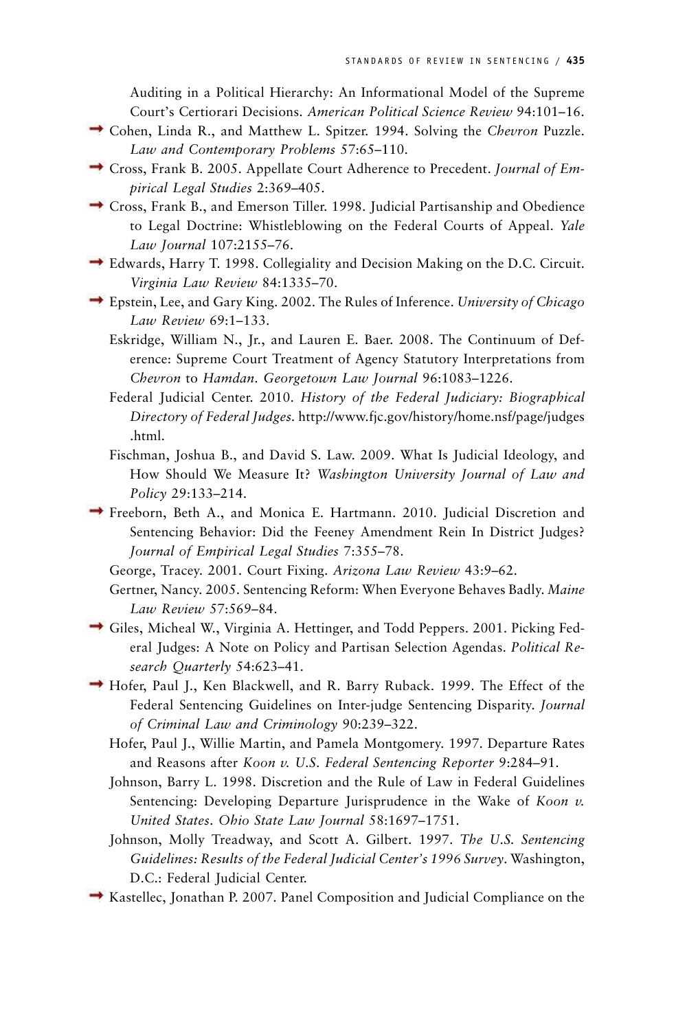Auditing in a Political Hierarchy: An Informational Model of the Supreme Court's Certiorari Decisions. *American Political Science Review* 94:101–16.

Cohen, Linda R., and Matthew L. Spitzer. 1994. Solving the *Chevron* Puzzle. *Law and Contemporary Problems* 57:65–110.

Cross, Frank B. 2005. Appellate Court Adherence to Precedent. *Journal of Empirical Legal Studies* 2:369–405.

Cross, Frank B., and Emerson Tiller. 1998. Judicial Partisanship and Obedience to Legal Doctrine: Whistleblowing on the Federal Courts of Appeal. *Yale Law Journal* 107:2155–76.

Edwards, Harry T. 1998. Collegiality and Decision Making on the D.C. Circuit. *Virginia Law Review* 84:1335–70.

Epstein, Lee, and Gary King. 2002. The Rules of Inference. *University of Chicago Law Review* 69:1–133.

Eskridge, William N., Jr., and Lauren E. Baer. 2008. The Continuum of Deference: Supreme Court Treatment of Agency Statutory Interpretations from *Chevron* to *Hamdan*. *Georgetown Law Journal* 96:1083–1226.

Federal Judicial Center. 2010. *History of the Federal Judiciary: Biographical Directory of Federal Judges*. http://www.fjc.gov/history/home.nsf/page/judges.html.

Fischman, Joshua B., and David S. Law. 2009. What Is Judicial Ideology, and How Should We Measure It? *Washington University Journal of Law and Policy* 29:133–214.

Freeborn, Beth A., and Monica E. Hartmann. 2010. Judicial Discretion and Sentencing Behavior: Did the Feeney Amendment Rein In District Judges? *Journal of Empirical Legal Studies* 7:355–78.

George, Tracey. 2001. Court Fixing. *Arizona Law Review* 43:9–62.

Gertner, Nancy. 2005. Sentencing Reform: When Everyone Behaves Badly. *Maine Law Review* 57:569–84.

Giles, Micheal W., Virginia A. Hettinger, and Todd Peppers. 2001. Picking Federal Judges: A Note on Policy and Partisan Selection Agendas. *Political Research Quarterly* 54:623–41.

Hofer, Paul J., Ken Blackwell, and R. Barry Ruback. 1999. The Effect of the Federal Sentencing Guidelines on Inter-judge Sentencing Disparity. *Journal of Criminal Law and Criminology* 90:239–322.

Hofer, Paul J., Willie Martin, and Pamela Montgomery. 1997. Departure Rates and Reasons after *Koon v. U.S. Federal Sentencing Reporter* 9:284–91.

Johnson, Barry L. 1998. Discretion and the Rule of Law in Federal Guidelines Sentencing: Developing Departure Jurisprudence in the Wake of *Koon v. United States*. *Ohio State Law Journal* 58:1697–1751.

Johnson, Molly Treadway, and Scott A. Gilbert. 1997. *The U.S. Sentencing Guidelines: Results of the Federal Judicial Center's 1996 Survey*. Washington, D.C.: Federal Judicial Center.

Kastellec, Jonathan P. 2007. Panel Composition and Judicial Compliance on the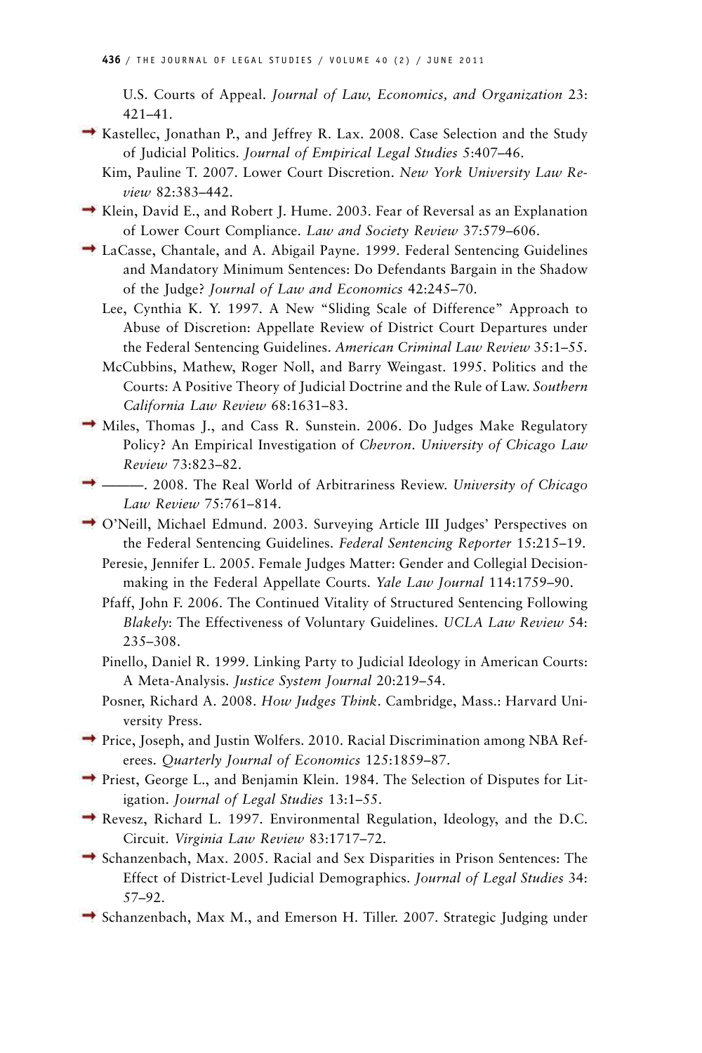U.S. Courts of Appeal. *Journal of Law, Economics, and Organization* 23: 421–41.

Kastellec, Jonathan P., and Jeffrey R. Lax. 2008. Case Selection and the Study of Judicial Politics. *Journal of Empirical Legal Studies* 5:407–46.

Kim, Pauline T. 2007. Lower Court Discretion. *New York University Law Review* 82:383–442.

Klein, David E., and Robert J. Hume. 2003. Fear of Reversal as an Explanation of Lower Court Compliance. *Law and Society Review* 37:579–606.

LaCasse, Chantale, and A. Abigail Payne. 1999. Federal Sentencing Guidelines and Mandatory Minimum Sentences: Do Defendants Bargain in the Shadow of the Judge? *Journal of Law and Economics* 42:245–70.

Lee, Cynthia K. Y. 1997. A New "Sliding Scale of Difference" Approach to Abuse of Discretion: Appellate Review of District Court Departures under the Federal Sentencing Guidelines. *American Criminal Law Review* 35:1–55.

McCubbins, Mathew, Roger Noll, and Barry Weingast. 1995. Politics and the Courts: A Positive Theory of Judicial Doctrine and the Rule of Law. *Southern California Law Review* 68:1631–83.

Miles, Thomas J., and Cass R. Sunstein. 2006. Do Judges Make Regulatory Policy? An Empirical Investigation of *Chevron*. *University of Chicago Law Review* 73:823–82.

———. 2008. The Real World of Arbitrariness Review. *University of Chicago Law Review* 75:761–814.

O'Neill, Michael Edmund. 2003. Surveying Article III Judges' Perspectives on the Federal Sentencing Guidelines. *Federal Sentencing Reporter* 15:215–19.

Peresie, Jennifer L. 2005. Female Judges Matter: Gender and Collegial Decisionmaking in the Federal Appellate Courts. *Yale Law Journal* 114:1759–90.

Pfaff, John F. 2006. The Continued Vitality of Structured Sentencing Following *Blakely*: The Effectiveness of Voluntary Guidelines. *UCLA Law Review* 54: 235–308.

Pinello, Daniel R. 1999. Linking Party to Judicial Ideology in American Courts: A Meta-Analysis. *Justice System Journal* 20:219–54.

Posner, Richard A. 2008. *How Judges Think*. Cambridge, Mass.: Harvard University Press.

Price, Joseph, and Justin Wolfers. 2010. Racial Discrimination among NBA Referees. *Quarterly Journal of Economics* 125:1859–87.

Priest, George L., and Benjamin Klein. 1984. The Selection of Disputes for Litigation. *Journal of Legal Studies* 13:1–55.

Revesz, Richard L. 1997. Environmental Regulation, Ideology, and the D.C. Circuit. *Virginia Law Review* 83:1717–72.

Schanzenbach, Max. 2005. Racial and Sex Disparities in Prison Sentences: The Effect of District-Level Judicial Demographics. *Journal of Legal Studies* 34: 57–92.

Schanzenbach, Max M., and Emerson H. Tiller. 2007. Strategic Judging under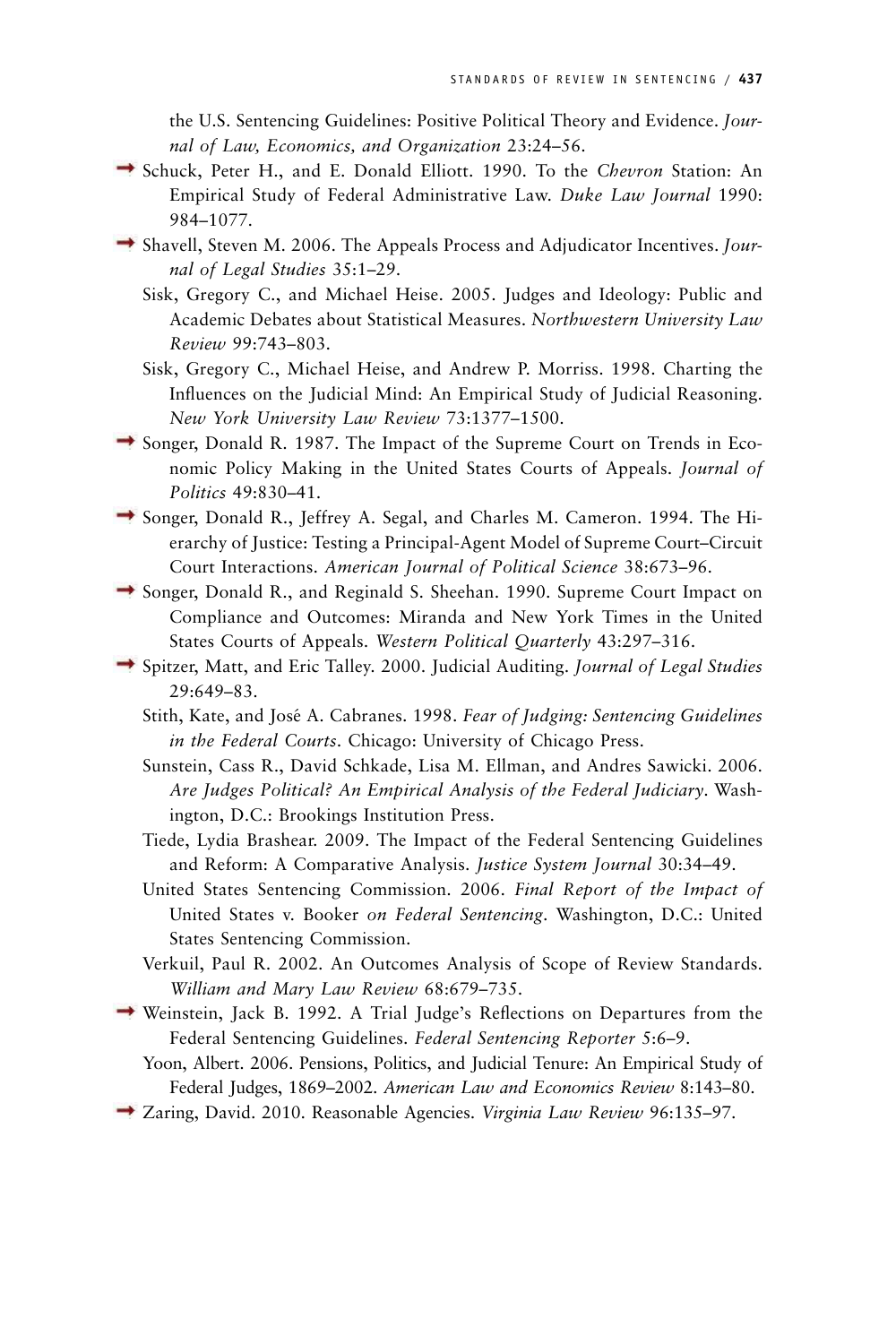the U.S. Sentencing Guidelines: Positive Political Theory and Evidence. *Journal of Law, Economics, and Organization* 23:24–56.

Schuck, Peter H., and E. Donald Elliott. 1990. To the *Chevron* Station: An Empirical Study of Federal Administrative Law. *Duke Law Journal* 1990: 984–1077.

Shavell, Steven M. 2006. The Appeals Process and Adjudicator Incentives. *Journal of Legal Studies* 35:1–29.

Sisk, Gregory C., and Michael Heise. 2005. Judges and Ideology: Public and Academic Debates about Statistical Measures. *Northwestern University Law Review* 99:743–803.

Sisk, Gregory C., Michael Heise, and Andrew P. Morriss. 1998. Charting the Influences on the Judicial Mind: An Empirical Study of Judicial Reasoning. *New York University Law Review* 73:1377–1500.

Songer, Donald R. 1987. The Impact of the Supreme Court on Trends in Economic Policy Making in the United States Courts of Appeals. *Journal of Politics* 49:830–41.

Songer, Donald R., Jeffrey A. Segal, and Charles M. Cameron. 1994. The Hierarchy of Justice: Testing a Principal-Agent Model of Supreme Court–Circuit Court Interactions. *American Journal of Political Science* 38:673–96.

Songer, Donald R., and Reginald S. Sheehan. 1990. Supreme Court Impact on Compliance and Outcomes: Miranda and New York Times in the United States Courts of Appeals. *Western Political Quarterly* 43:297–316.

Spitzer, Matt, and Eric Talley. 2000. Judicial Auditing. *Journal of Legal Studies* 29:649–83.

Stith, Kate, and José A. Cabranes. 1998. *Fear of Judging: Sentencing Guidelines in the Federal Courts*. Chicago: University of Chicago Press.

Sunstein, Cass R., David Schkade, Lisa M. Ellman, and Andres Sawicki. 2006. *Are Judges Political? An Empirical Analysis of the Federal Judiciary*. Washington, D.C.: Brookings Institution Press.

Tiede, Lydia Brashear. 2009. The Impact of the Federal Sentencing Guidelines and Reform: A Comparative Analysis. *Justice System Journal* 30:34–49.

United States Sentencing Commission. 2006. *Final Report of the Impact of* United States v. Booker *on Federal Sentencing*. Washington, D.C.: United States Sentencing Commission.

Verkuil, Paul R. 2002. An Outcomes Analysis of Scope of Review Standards. *William and Mary Law Review* 68:679–735.

Weinstein, Jack B. 1992. A Trial Judge's Reflections on Departures from the Federal Sentencing Guidelines. *Federal Sentencing Reporter* 5:6–9.

Yoon, Albert. 2006. Pensions, Politics, and Judicial Tenure: An Empirical Study of Federal Judges, 1869–2002. *American Law and Economics Review* 8:143–80.

Zaring, David. 2010. Reasonable Agencies. *Virginia Law Review* 96:135–97.